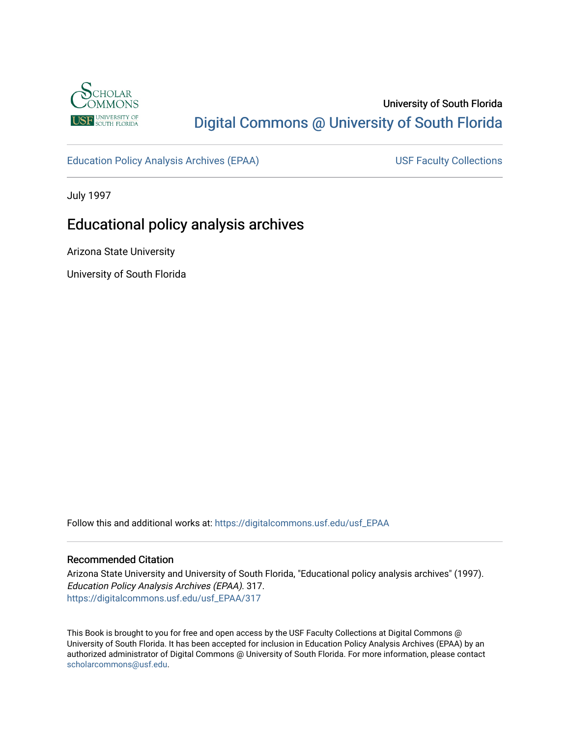University of South Florida

Digital Commons @ University of South Florida

Education Policy Analysis Archives (EPAA)

USF Faculty Collections

July 1997

# Educational policy analysis archives

Arizona State University

University of South Florida

Follow this and additional works at: https://digitalcommons.usf.edu/usf_EPAA

## Recommended Citation

Arizona State University and University of South Florida, "Educational policy analysis archives" (1997). *Education Policy Analysis Archives (EPAA)*. 317.
https://digitalcommons.usf.edu/usf_EPAA/317

This Book is brought to you for free and open access by the USF Faculty Collections at Digital Commons @ University of South Florida. It has been accepted for inclusion in Education Policy Analysis Archives (EPAA) by an authorized administrator of Digital Commons @ University of South Florida. For more information, please contact scholarcommons@usf.edu.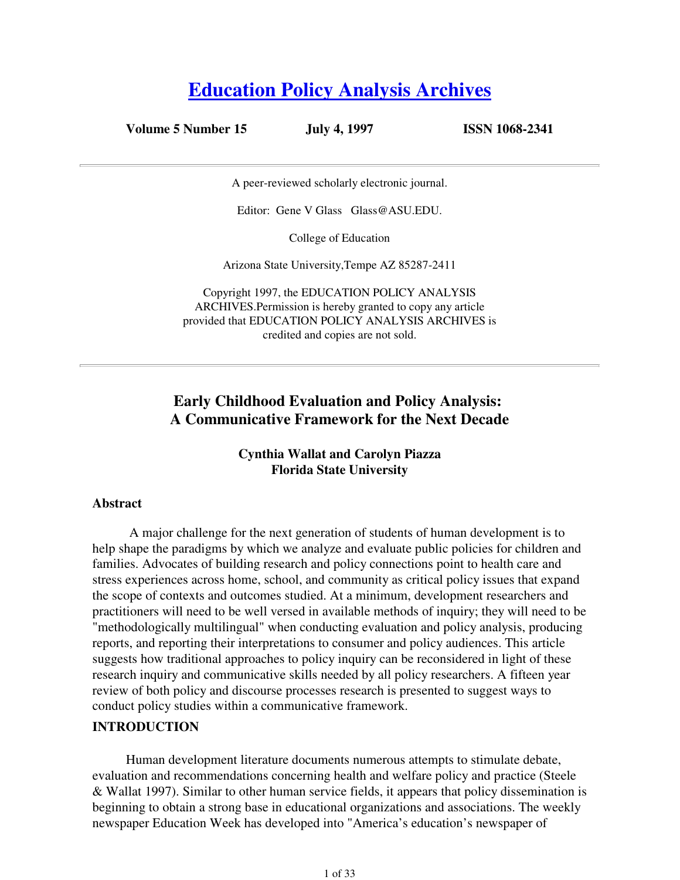# [Education Policy Analysis Archives](#)

**Volume 5 Number 15 July 4, 1997 ISSN 1068-2341**

---

A peer-reviewed scholarly electronic journal.

Editor: Gene V Glass Glass@ASU.EDU.

College of Education

Arizona State University,Tempe AZ 85287-2411

Copyright 1997, the EDUCATION POLICY ANALYSIS ARCHIVES.Permission is hereby granted to copy any article provided that EDUCATION POLICY ANALYSIS ARCHIVES is credited and copies are not sold.

---

## Early Childhood Evaluation and Policy Analysis: A Communicative Framework for the Next Decade

**Cynthia Wallat and Carolyn Piazza**
**Florida State University**

### Abstract

A major challenge for the next generation of students of human development is to help shape the paradigms by which we analyze and evaluate public policies for children and families. Advocates of building research and policy connections point to health care and stress experiences across home, school, and community as critical policy issues that expand the scope of contexts and outcomes studied. At a minimum, development researchers and practitioners will need to be well versed in available methods of inquiry; they will need to be "methodologically multilingual" when conducting evaluation and policy analysis, producing reports, and reporting their interpretations to consumer and policy audiences. This article suggests how traditional approaches to policy inquiry can be reconsidered in light of these research inquiry and communicative skills needed by all policy researchers. A fifteen year review of both policy and discourse processes research is presented to suggest ways to conduct policy studies within a communicative framework.

### INTRODUCTION

Human development literature documents numerous attempts to stimulate debate, evaluation and recommendations concerning health and welfare policy and practice (Steele & Wallat 1997). Similar to other human service fields, it appears that policy dissemination is beginning to obtain a strong base in educational organizations and associations. The weekly newspaper Education Week has developed into "America's education's newspaper of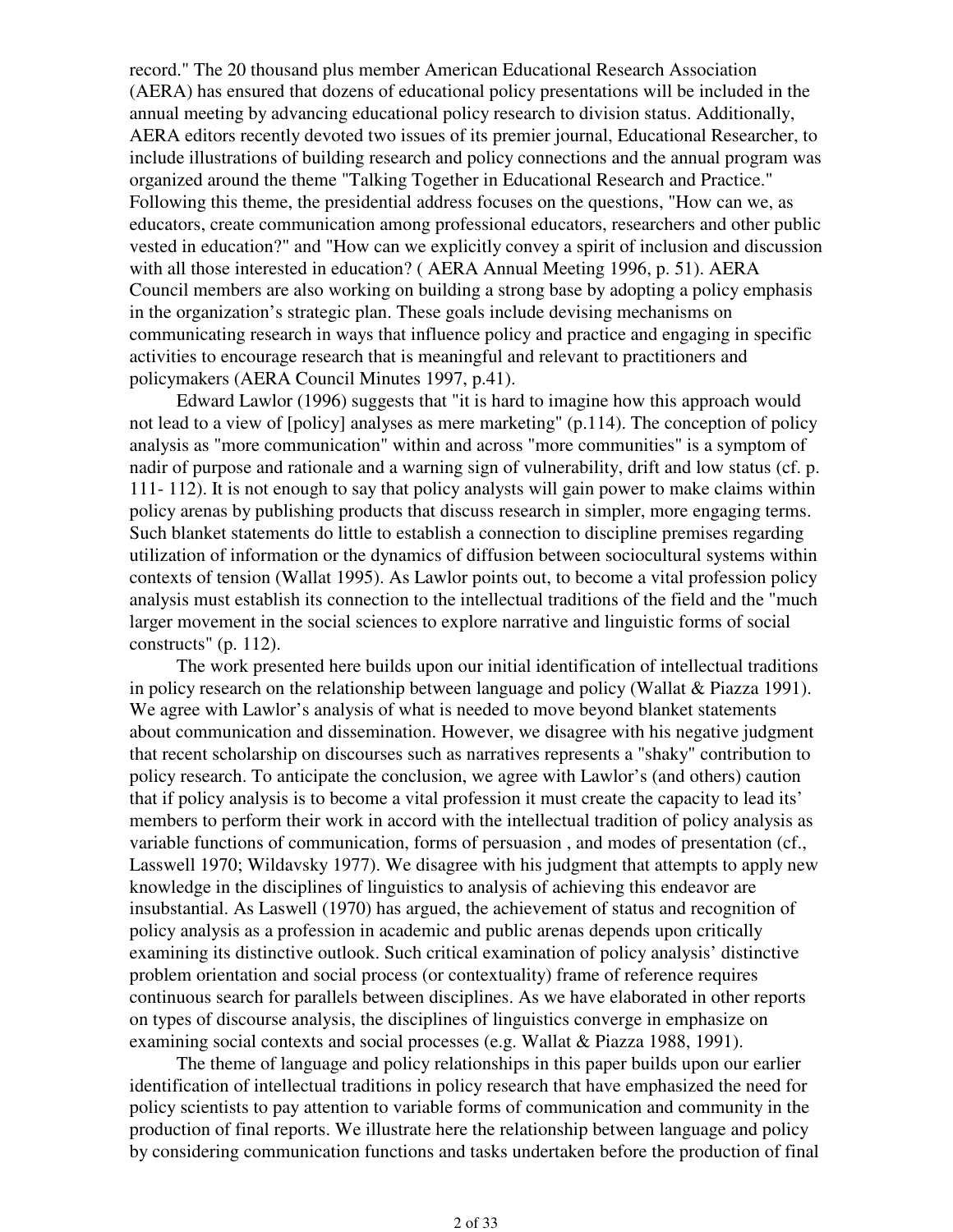record." The 20 thousand plus member American Educational Research Association (AERA) has ensured that dozens of educational policy presentations will be included in the annual meeting by advancing educational policy research to division status. Additionally, AERA editors recently devoted two issues of its premier journal, Educational Researcher, to include illustrations of building research and policy connections and the annual program was organized around the theme "Talking Together in Educational Research and Practice." Following this theme, the presidential address focuses on the questions, "How can we, as educators, create communication among professional educators, researchers and other public vested in education?" and "How can we explicitly convey a spirit of inclusion and discussion with all those interested in education? ( AERA Annual Meeting 1996, p. 51). AERA Council members are also working on building a strong base by adopting a policy emphasis in the organization's strategic plan. These goals include devising mechanisms on communicating research in ways that influence policy and practice and engaging in specific activities to encourage research that is meaningful and relevant to practitioners and policymakers (AERA Council Minutes 1997, p.41).

Edward Lawlor (1996) suggests that "it is hard to imagine how this approach would not lead to a view of [policy] analyses as mere marketing" (p.114). The conception of policy analysis as "more communication" within and across "more communities" is a symptom of nadir of purpose and rationale and a warning sign of vulnerability, drift and low status (cf. p. 111- 112). It is not enough to say that policy analysts will gain power to make claims within policy arenas by publishing products that discuss research in simpler, more engaging terms. Such blanket statements do little to establish a connection to discipline premises regarding utilization of information or the dynamics of diffusion between sociocultural systems within contexts of tension (Wallat 1995). As Lawlor points out, to become a vital profession policy analysis must establish its connection to the intellectual traditions of the field and the "much larger movement in the social sciences to explore narrative and linguistic forms of social constructs" (p. 112).

The work presented here builds upon our initial identification of intellectual traditions in policy research on the relationship between language and policy (Wallat & Piazza 1991). We agree with Lawlor's analysis of what is needed to move beyond blanket statements about communication and dissemination. However, we disagree with his negative judgment that recent scholarship on discourses such as narratives represents a "shaky" contribution to policy research. To anticipate the conclusion, we agree with Lawlor's (and others) caution that if policy analysis is to become a vital profession it must create the capacity to lead its' members to perform their work in accord with the intellectual tradition of policy analysis as variable functions of communication, forms of persuasion , and modes of presentation (cf., Lasswell 1970; Wildavsky 1977). We disagree with his judgment that attempts to apply new knowledge in the disciplines of linguistics to analysis of achieving this endeavor are insubstantial. As Laswell (1970) has argued, the achievement of status and recognition of policy analysis as a profession in academic and public arenas depends upon critically examining its distinctive outlook. Such critical examination of policy analysis' distinctive problem orientation and social process (or contextuality) frame of reference requires continuous search for parallels between disciplines. As we have elaborated in other reports on types of discourse analysis, the disciplines of linguistics converge in emphasize on examining social contexts and social processes (e.g. Wallat & Piazza 1988, 1991).

The theme of language and policy relationships in this paper builds upon our earlier identification of intellectual traditions in policy research that have emphasized the need for policy scientists to pay attention to variable forms of communication and community in the production of final reports. We illustrate here the relationship between language and policy by considering communication functions and tasks undertaken before the production of final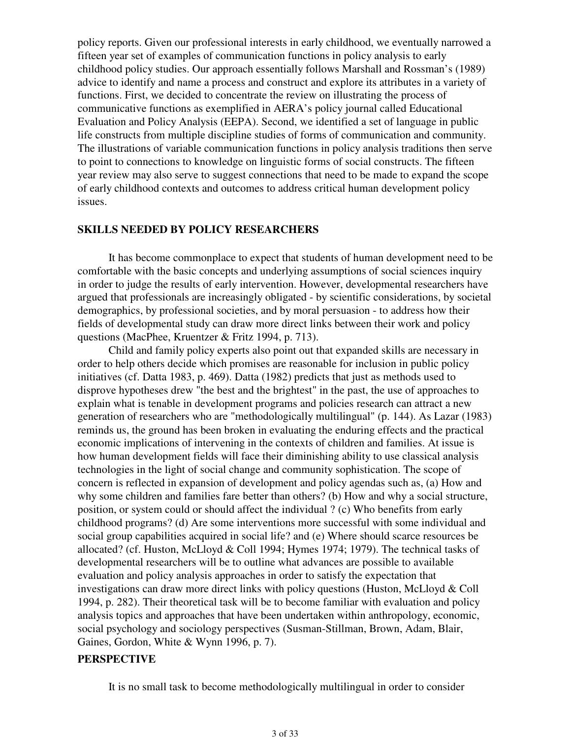policy reports. Given our professional interests in early childhood, we eventually narrowed a fifteen year set of examples of communication functions in policy analysis to early childhood policy studies. Our approach essentially follows Marshall and Rossman's (1989) advice to identify and name a process and construct and explore its attributes in a variety of functions. First, we decided to concentrate the review on illustrating the process of communicative functions as exemplified in AERA's policy journal called Educational Evaluation and Policy Analysis (EEPA). Second, we identified a set of language in public life constructs from multiple discipline studies of forms of communication and community. The illustrations of variable communication functions in policy analysis traditions then serve to point to connections to knowledge on linguistic forms of social constructs. The fifteen year review may also serve to suggest connections that need to be made to expand the scope of early childhood contexts and outcomes to address critical human development policy issues.

## SKILLS NEEDED BY POLICY RESEARCHERS

It has become commonplace to expect that students of human development need to be comfortable with the basic concepts and underlying assumptions of social sciences inquiry in order to judge the results of early intervention. However, developmental researchers have argued that professionals are increasingly obligated - by scientific considerations, by societal demographics, by professional societies, and by moral persuasion - to address how their fields of developmental study can draw more direct links between their work and policy questions (MacPhee, Kruentzer & Fritz 1994, p. 713).

Child and family policy experts also point out that expanded skills are necessary in order to help others decide which promises are reasonable for inclusion in public policy initiatives (cf. Datta 1983, p. 469). Datta (1982) predicts that just as methods used to disprove hypotheses drew "the best and the brightest" in the past, the use of approaches to explain what is tenable in development programs and policies research can attract a new generation of researchers who are "methodologically multilingual" (p. 144). As Lazar (1983) reminds us, the ground has been broken in evaluating the enduring effects and the practical economic implications of intervening in the contexts of children and families. At issue is how human development fields will face their diminishing ability to use classical analysis technologies in the light of social change and community sophistication. The scope of concern is reflected in expansion of development and policy agendas such as, (a) How and why some children and families fare better than others? (b) How and why a social structure, position, or system could or should affect the individual ? (c) Who benefits from early childhood programs? (d) Are some interventions more successful with some individual and social group capabilities acquired in social life? and (e) Where should scarce resources be allocated? (cf. Huston, McLloyd & Coll 1994; Hymes 1974; 1979). The technical tasks of developmental researchers will be to outline what advances are possible to available evaluation and policy analysis approaches in order to satisfy the expectation that investigations can draw more direct links with policy questions (Huston, McLloyd & Coll 1994, p. 282). Their theoretical task will be to become familiar with evaluation and policy analysis topics and approaches that have been undertaken within anthropology, economic, social psychology and sociology perspectives (Susman-Stillman, Brown, Adam, Blair, Gaines, Gordon, White & Wynn 1996, p. 7).

## PERSPECTIVE

It is no small task to become methodologically multilingual in order to consider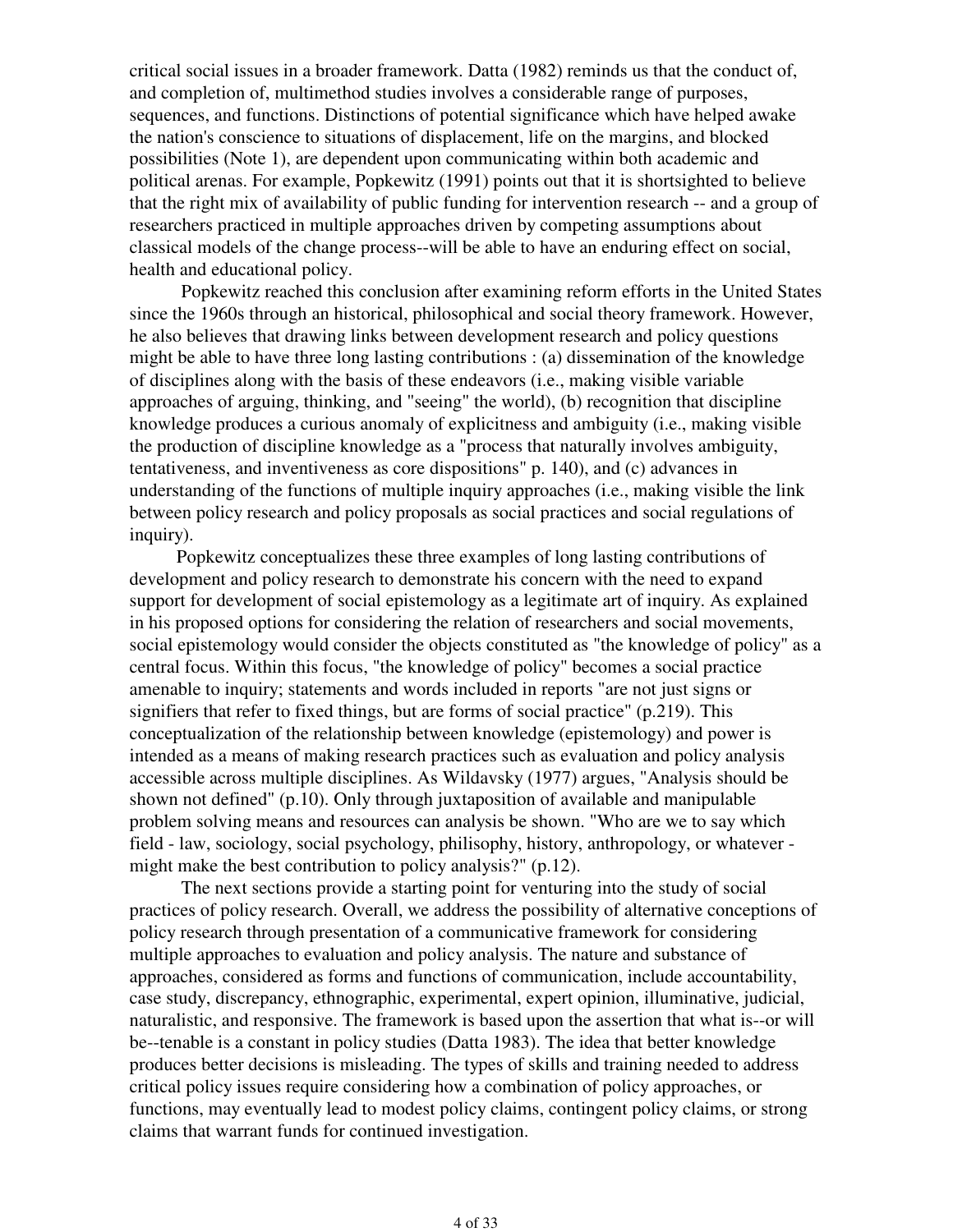critical social issues in a broader framework. Datta (1982) reminds us that the conduct of, and completion of, multimethod studies involves a considerable range of purposes, sequences, and functions. Distinctions of potential significance which have helped awake the nation's conscience to situations of displacement, life on the margins, and blocked possibilities (Note 1), are dependent upon communicating within both academic and political arenas. For example, Popkewitz (1991) points out that it is shortsighted to believe that the right mix of availability of public funding for intervention research -- and a group of researchers practiced in multiple approaches driven by competing assumptions about classical models of the change process--will be able to have an enduring effect on social, health and educational policy.

Popkewitz reached this conclusion after examining reform efforts in the United States since the 1960s through an historical, philosophical and social theory framework. However, he also believes that drawing links between development research and policy questions might be able to have three long lasting contributions : (a) dissemination of the knowledge of disciplines along with the basis of these endeavors (i.e., making visible variable approaches of arguing, thinking, and "seeing" the world), (b) recognition that discipline knowledge produces a curious anomaly of explicitness and ambiguity (i.e., making visible the production of discipline knowledge as a "process that naturally involves ambiguity, tentativeness, and inventiveness as core dispositions" p. 140), and (c) advances in understanding of the functions of multiple inquiry approaches (i.e., making visible the link between policy research and policy proposals as social practices and social regulations of inquiry).

Popkewitz conceptualizes these three examples of long lasting contributions of development and policy research to demonstrate his concern with the need to expand support for development of social epistemology as a legitimate art of inquiry. As explained in his proposed options for considering the relation of researchers and social movements, social epistemology would consider the objects constituted as "the knowledge of policy" as a central focus. Within this focus, "the knowledge of policy" becomes a social practice amenable to inquiry; statements and words included in reports "are not just signs or signifiers that refer to fixed things, but are forms of social practice" (p.219). This conceptualization of the relationship between knowledge (epistemology) and power is intended as a means of making research practices such as evaluation and policy analysis accessible across multiple disciplines. As Wildavsky (1977) argues, "Analysis should be shown not defined" (p.10). Only through juxtaposition of available and manipulable problem solving means and resources can analysis be shown. "Who are we to say which field - law, sociology, social psychology, philisophy, history, anthropology, or whatever - might make the best contribution to policy analysis?" (p.12).

The next sections provide a starting point for venturing into the study of social practices of policy research. Overall, we address the possibility of alternative conceptions of policy research through presentation of a communicative framework for considering multiple approaches to evaluation and policy analysis. The nature and substance of approaches, considered as forms and functions of communication, include accountability, case study, discrepancy, ethnographic, experimental, expert opinion, illuminative, judicial, naturalistic, and responsive. The framework is based upon the assertion that what is--or will be--tenable is a constant in policy studies (Datta 1983). The idea that better knowledge produces better decisions is misleading. The types of skills and training needed to address critical policy issues require considering how a combination of policy approaches, or functions, may eventually lead to modest policy claims, contingent policy claims, or strong claims that warrant funds for continued investigation.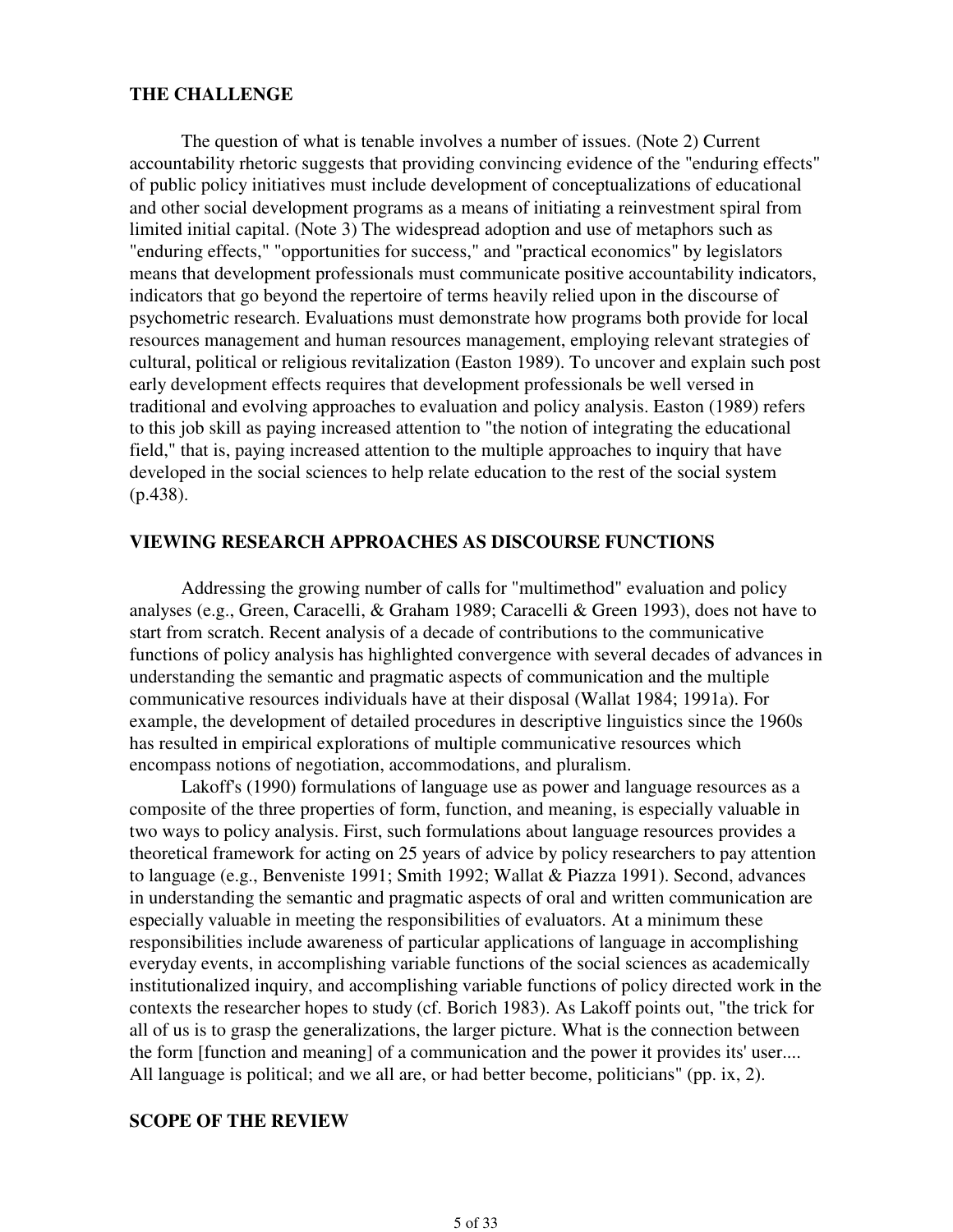## THE CHALLENGE

The question of what is tenable involves a number of issues. (Note 2) Current accountability rhetoric suggests that providing convincing evidence of the "enduring effects" of public policy initiatives must include development of conceptualizations of educational and other social development programs as a means of initiating a reinvestment spiral from limited initial capital. (Note 3) The widespread adoption and use of metaphors such as "enduring effects," "opportunities for success," and "practical economics" by legislators means that development professionals must communicate positive accountability indicators, indicators that go beyond the repertoire of terms heavily relied upon in the discourse of psychometric research. Evaluations must demonstrate how programs both provide for local resources management and human resources management, employing relevant strategies of cultural, political or religious revitalization (Easton 1989). To uncover and explain such post early development effects requires that development professionals be well versed in traditional and evolving approaches to evaluation and policy analysis. Easton (1989) refers to this job skill as paying increased attention to "the notion of integrating the educational field," that is, paying increased attention to the multiple approaches to inquiry that have developed in the social sciences to help relate education to the rest of the social system (p.438).

## VIEWING RESEARCH APPROACHES AS DISCOURSE FUNCTIONS

Addressing the growing number of calls for "multimethod" evaluation and policy analyses (e.g., Green, Caracelli, & Graham 1989; Caracelli & Green 1993), does not have to start from scratch. Recent analysis of a decade of contributions to the communicative functions of policy analysis has highlighted convergence with several decades of advances in understanding the semantic and pragmatic aspects of communication and the multiple communicative resources individuals have at their disposal (Wallat 1984; 1991a). For example, the development of detailed procedures in descriptive linguistics since the 1960s has resulted in empirical explorations of multiple communicative resources which encompass notions of negotiation, accommodations, and pluralism.

Lakoff's (1990) formulations of language use as power and language resources as a composite of the three properties of form, function, and meaning, is especially valuable in two ways to policy analysis. First, such formulations about language resources provides a theoretical framework for acting on 25 years of advice by policy researchers to pay attention to language (e.g., Benveniste 1991; Smith 1992; Wallat & Piazza 1991). Second, advances in understanding the semantic and pragmatic aspects of oral and written communication are especially valuable in meeting the responsibilities of evaluators. At a minimum these responsibilities include awareness of particular applications of language in accomplishing everyday events, in accomplishing variable functions of the social sciences as academically institutionalized inquiry, and accomplishing variable functions of policy directed work in the contexts the researcher hopes to study (cf. Borich 1983). As Lakoff points out, "the trick for all of us is to grasp the generalizations, the larger picture. What is the connection between the form [function and meaning] of a communication and the power it provides its' user.... All language is political; and we all are, or had better become, politicians" (pp. ix, 2).

## SCOPE OF THE REVIEW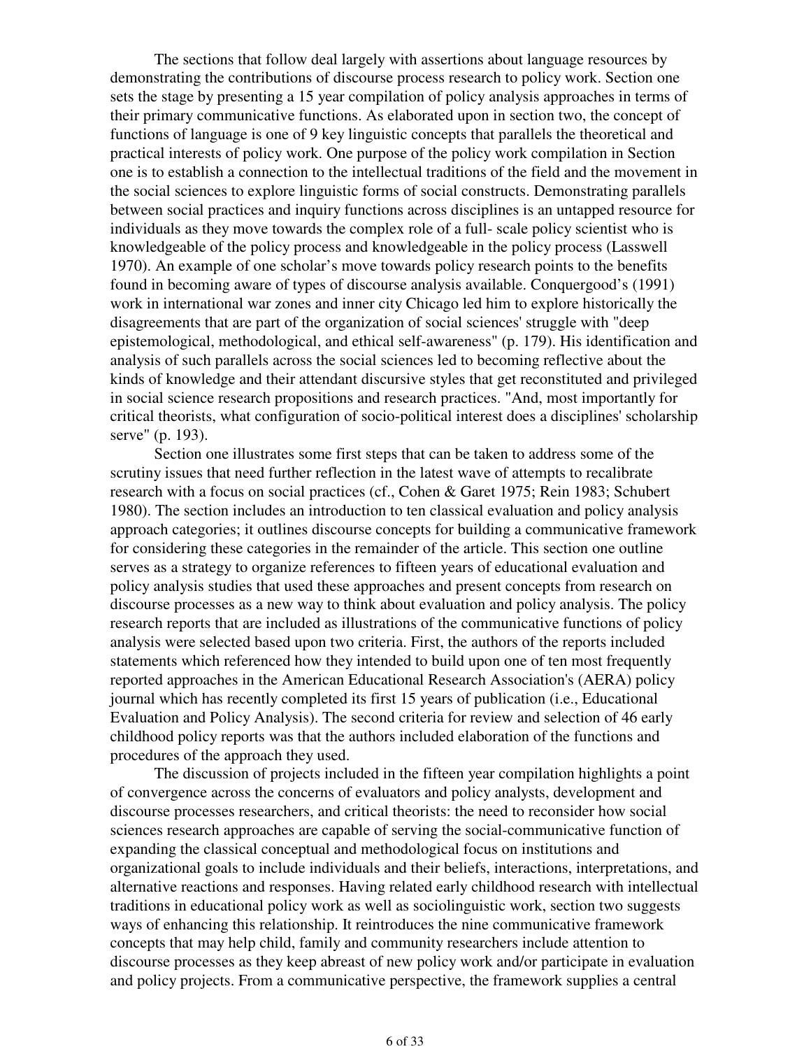The sections that follow deal largely with assertions about language resources by demonstrating the contributions of discourse process research to policy work. Section one sets the stage by presenting a 15 year compilation of policy analysis approaches in terms of their primary communicative functions. As elaborated upon in section two, the concept of functions of language is one of 9 key linguistic concepts that parallels the theoretical and practical interests of policy work. One purpose of the policy work compilation in Section one is to establish a connection to the intellectual traditions of the field and the movement in the social sciences to explore linguistic forms of social constructs. Demonstrating parallels between social practices and inquiry functions across disciplines is an untapped resource for individuals as they move towards the complex role of a full- scale policy scientist who is knowledgeable of the policy process and knowledgeable in the policy process (Lasswell 1970). An example of one scholar's move towards policy research points to the benefits found in becoming aware of types of discourse analysis available. Conquergood's (1991) work in international war zones and inner city Chicago led him to explore historically the disagreements that are part of the organization of social sciences' struggle with "deep epistemological, methodological, and ethical self-awareness" (p. 179). His identification and analysis of such parallels across the social sciences led to becoming reflective about the kinds of knowledge and their attendant discursive styles that get reconstituted and privileged in social science research propositions and research practices. "And, most importantly for critical theorists, what configuration of socio-political interest does a disciplines' scholarship serve" (p. 193).

Section one illustrates some first steps that can be taken to address some of the scrutiny issues that need further reflection in the latest wave of attempts to recalibrate research with a focus on social practices (cf., Cohen & Garet 1975; Rein 1983; Schubert 1980). The section includes an introduction to ten classical evaluation and policy analysis approach categories; it outlines discourse concepts for building a communicative framework for considering these categories in the remainder of the article. This section one outline serves as a strategy to organize references to fifteen years of educational evaluation and policy analysis studies that used these approaches and present concepts from research on discourse processes as a new way to think about evaluation and policy analysis. The policy research reports that are included as illustrations of the communicative functions of policy analysis were selected based upon two criteria. First, the authors of the reports included statements which referenced how they intended to build upon one of ten most frequently reported approaches in the American Educational Research Association's (AERA) policy journal which has recently completed its first 15 years of publication (i.e., Educational Evaluation and Policy Analysis). The second criteria for review and selection of 46 early childhood policy reports was that the authors included elaboration of the functions and procedures of the approach they used.

The discussion of projects included in the fifteen year compilation highlights a point of convergence across the concerns of evaluators and policy analysts, development and discourse processes researchers, and critical theorists: the need to reconsider how social sciences research approaches are capable of serving the social-communicative function of expanding the classical conceptual and methodological focus on institutions and organizational goals to include individuals and their beliefs, interactions, interpretations, and alternative reactions and responses. Having related early childhood research with intellectual traditions in educational policy work as well as sociolinguistic work, section two suggests ways of enhancing this relationship. It reintroduces the nine communicative framework concepts that may help child, family and community researchers include attention to discourse processes as they keep abreast of new policy work and/or participate in evaluation and policy projects. From a communicative perspective, the framework supplies a central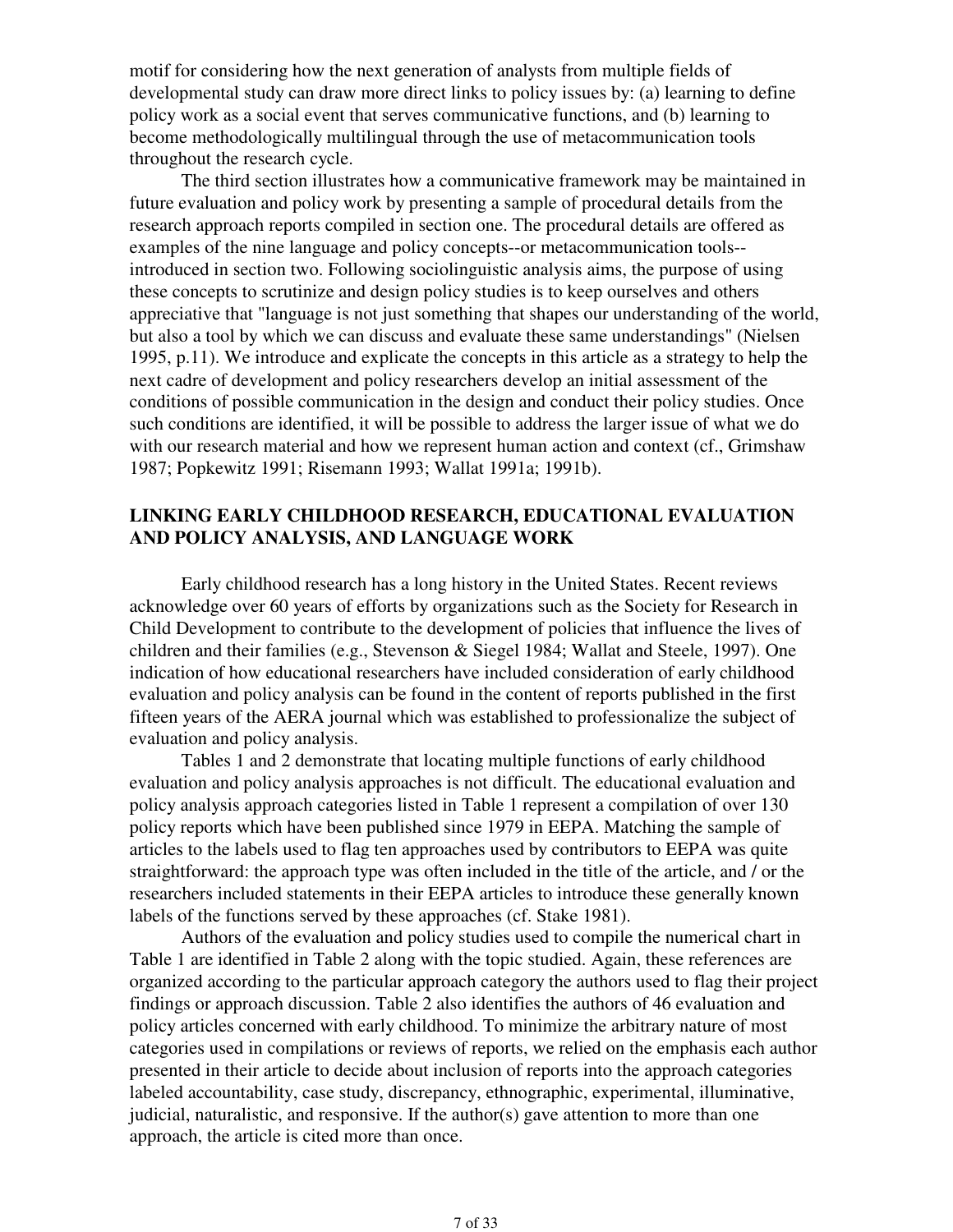motif for considering how the next generation of analysts from multiple fields of developmental study can draw more direct links to policy issues by: (a) learning to define policy work as a social event that serves communicative functions, and (b) learning to become methodologically multilingual through the use of metacommunication tools throughout the research cycle.

The third section illustrates how a communicative framework may be maintained in future evaluation and policy work by presenting a sample of procedural details from the research approach reports compiled in section one. The procedural details are offered as examples of the nine language and policy concepts--or metacommunication tools--introduced in section two. Following sociolinguistic analysis aims, the purpose of using these concepts to scrutinize and design policy studies is to keep ourselves and others appreciative that "language is not just something that shapes our understanding of the world, but also a tool by which we can discuss and evaluate these same understandings" (Nielsen 1995, p.11). We introduce and explicate the concepts in this article as a strategy to help the next cadre of development and policy researchers develop an initial assessment of the conditions of possible communication in the design and conduct their policy studies. Once such conditions are identified, it will be possible to address the larger issue of what we do with our research material and how we represent human action and context (cf., Grimshaw 1987; Popkewitz 1991; Risemann 1993; Wallat 1991a; 1991b).

## LINKING EARLY CHILDHOOD RESEARCH, EDUCATIONAL EVALUATION AND POLICY ANALYSIS, AND LANGUAGE WORK

Early childhood research has a long history in the United States. Recent reviews acknowledge over 60 years of efforts by organizations such as the Society for Research in Child Development to contribute to the development of policies that influence the lives of children and their families (e.g., Stevenson & Siegel 1984; Wallat and Steele, 1997). One indication of how educational researchers have included consideration of early childhood evaluation and policy analysis can be found in the content of reports published in the first fifteen years of the AERA journal which was established to professionalize the subject of evaluation and policy analysis.

Tables 1 and 2 demonstrate that locating multiple functions of early childhood evaluation and policy analysis approaches is not difficult. The educational evaluation and policy analysis approach categories listed in Table 1 represent a compilation of over 130 policy reports which have been published since 1979 in EEPA. Matching the sample of articles to the labels used to flag ten approaches used by contributors to EEPA was quite straightforward: the approach type was often included in the title of the article, and / or the researchers included statements in their EEPA articles to introduce these generally known labels of the functions served by these approaches (cf. Stake 1981).

Authors of the evaluation and policy studies used to compile the numerical chart in Table 1 are identified in Table 2 along with the topic studied. Again, these references are organized according to the particular approach category the authors used to flag their project findings or approach discussion. Table 2 also identifies the authors of 46 evaluation and policy articles concerned with early childhood. To minimize the arbitrary nature of most categories used in compilations or reviews of reports, we relied on the emphasis each author presented in their article to decide about inclusion of reports into the approach categories labeled accountability, case study, discrepancy, ethnographic, experimental, illuminative, judicial, naturalistic, and responsive. If the author(s) gave attention to more than one approach, the article is cited more than once.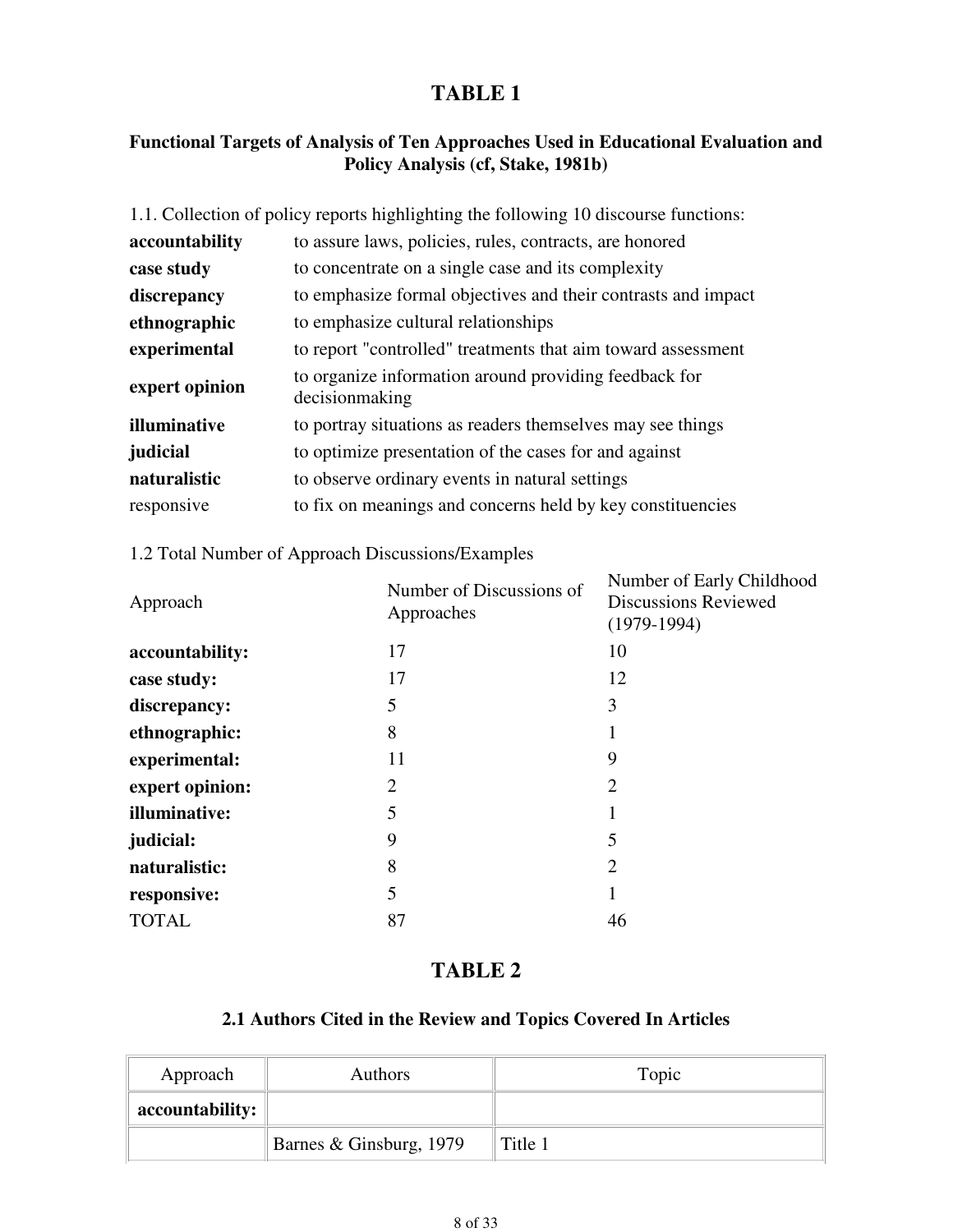# TABLE 1

### Functional Targets of Analysis of Ten Approaches Used in Educational Evaluation and Policy Analysis (cf, Stake, 1981b)

1.1. Collection of policy reports highlighting the following 10 discourse functions:

| | |
|---|---|
| **accountability** | to assure laws, policies, rules, contracts, are honored |
| **case study** | to concentrate on a single case and its complexity |
| **discrepancy** | to emphasize formal objectives and their contrasts and impact |
| **ethnographic** | to emphasize cultural relationships |
| **experimental** | to report "controlled" treatments that aim toward assessment |
| **expert opinion** | to organize information around providing feedback for decisionmaking |
| **illuminative** | to portray situations as readers themselves may see things |
| **judicial** | to optimize presentation of the cases for and against |
| **naturalistic** | to observe ordinary events in natural settings |
| responsive | to fix on meanings and concerns held by key constituencies |

1.2 Total Number of Approach Discussions/Examples

| Approach | Number of Discussions of Approaches | Number of Early Childhood Discussions Reviewed (1979-1994) |
|---|---|---|
| **accountability:** | 17 | 10 |
| **case study:** | 17 | 12 |
| **discrepancy:** | 5 | 3 |
| **ethnographic:** | 8 | 1 |
| **experimental:** | 11 | 9 |
| **expert opinion:** | 2 | 2 |
| **illuminative:** | 5 | 1 |
| **judicial:** | 9 | 5 |
| **naturalistic:** | 8 | 2 |
| **responsive:** | 5 | 1 |
| TOTAL | 87 | 46 |

# TABLE 2

### 2.1 Authors Cited in the Review and Topics Covered In Articles

| Approach | Authors | Topic |
|---|---|---|
| **accountability:** | | |
| | Barnes & Ginsburg, 1979 | Title 1 |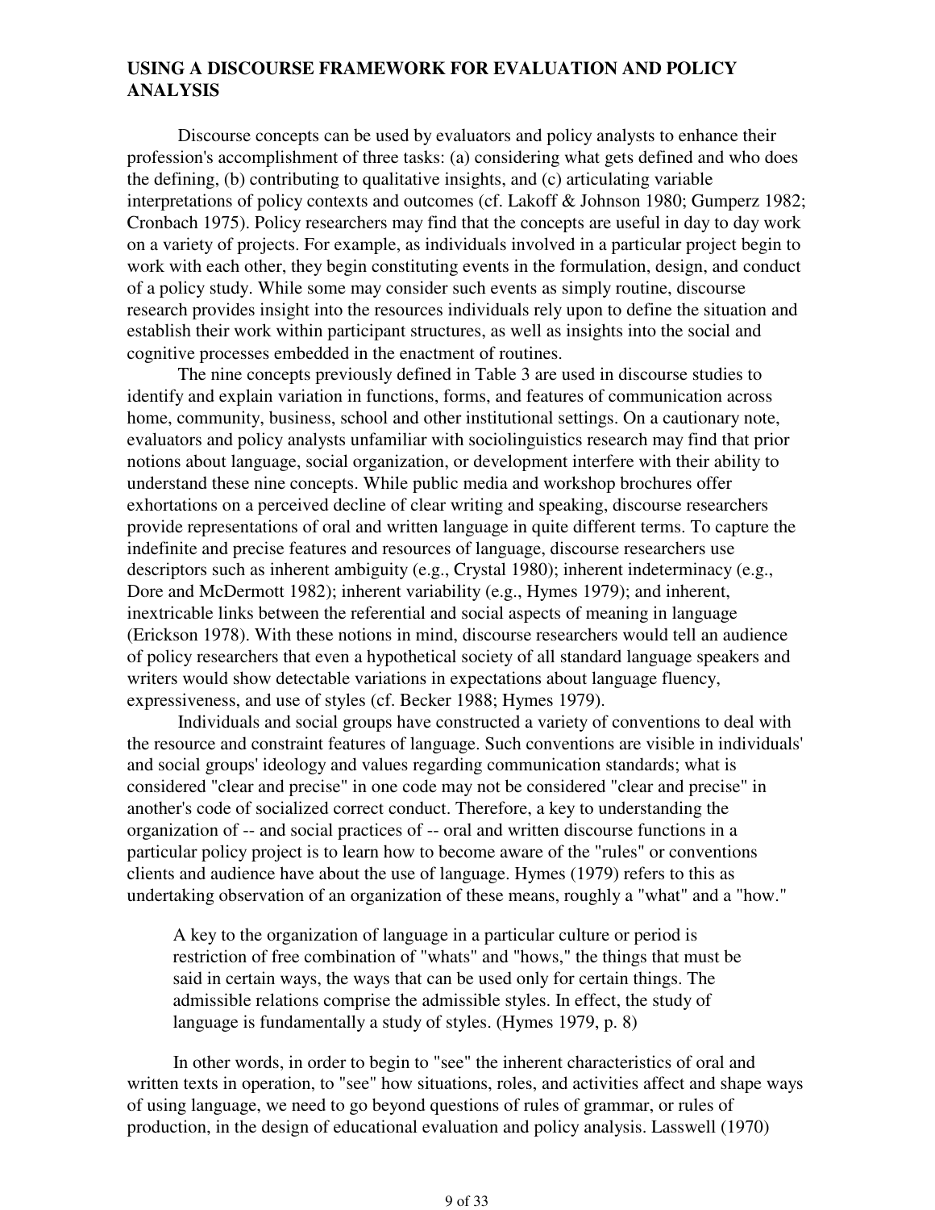## USING A DISCOURSE FRAMEWORK FOR EVALUATION AND POLICY ANALYSIS

Discourse concepts can be used by evaluators and policy analysts to enhance their profession's accomplishment of three tasks: (a) considering what gets defined and who does the defining, (b) contributing to qualitative insights, and (c) articulating variable interpretations of policy contexts and outcomes (cf. Lakoff & Johnson 1980; Gumperz 1982; Cronbach 1975). Policy researchers may find that the concepts are useful in day to day work on a variety of projects. For example, as individuals involved in a particular project begin to work with each other, they begin constituting events in the formulation, design, and conduct of a policy study. While some may consider such events as simply routine, discourse research provides insight into the resources individuals rely upon to define the situation and establish their work within participant structures, as well as insights into the social and cognitive processes embedded in the enactment of routines.

The nine concepts previously defined in Table 3 are used in discourse studies to identify and explain variation in functions, forms, and features of communication across home, community, business, school and other institutional settings. On a cautionary note, evaluators and policy analysts unfamiliar with sociolinguistics research may find that prior notions about language, social organization, or development interfere with their ability to understand these nine concepts. While public media and workshop brochures offer exhortations on a perceived decline of clear writing and speaking, discourse researchers provide representations of oral and written language in quite different terms. To capture the indefinite and precise features and resources of language, discourse researchers use descriptors such as inherent ambiguity (e.g., Crystal 1980); inherent indeterminacy (e.g., Dore and McDermott 1982); inherent variability (e.g., Hymes 1979); and inherent, inextricable links between the referential and social aspects of meaning in language (Erickson 1978). With these notions in mind, discourse researchers would tell an audience of policy researchers that even a hypothetical society of all standard language speakers and writers would show detectable variations in expectations about language fluency, expressiveness, and use of styles (cf. Becker 1988; Hymes 1979).

Individuals and social groups have constructed a variety of conventions to deal with the resource and constraint features of language. Such conventions are visible in individuals' and social groups' ideology and values regarding communication standards; what is considered "clear and precise" in one code may not be considered "clear and precise" in another's code of socialized correct conduct. Therefore, a key to understanding the organization of -- and social practices of -- oral and written discourse functions in a particular policy project is to learn how to become aware of the "rules" or conventions clients and audience have about the use of language. Hymes (1979) refers to this as undertaking observation of an organization of these means, roughly a "what" and a "how."

> A key to the organization of language in a particular culture or period is restriction of free combination of "whats" and "hows," the things that must be said in certain ways, the ways that can be used only for certain things. The admissible relations comprise the admissible styles. In effect, the study of language is fundamentally a study of styles. (Hymes 1979, p. 8)

In other words, in order to begin to "see" the inherent characteristics of oral and written texts in operation, to "see" how situations, roles, and activities affect and shape ways of using language, we need to go beyond questions of rules of grammar, or rules of production, in the design of educational evaluation and policy analysis. Lasswell (1970)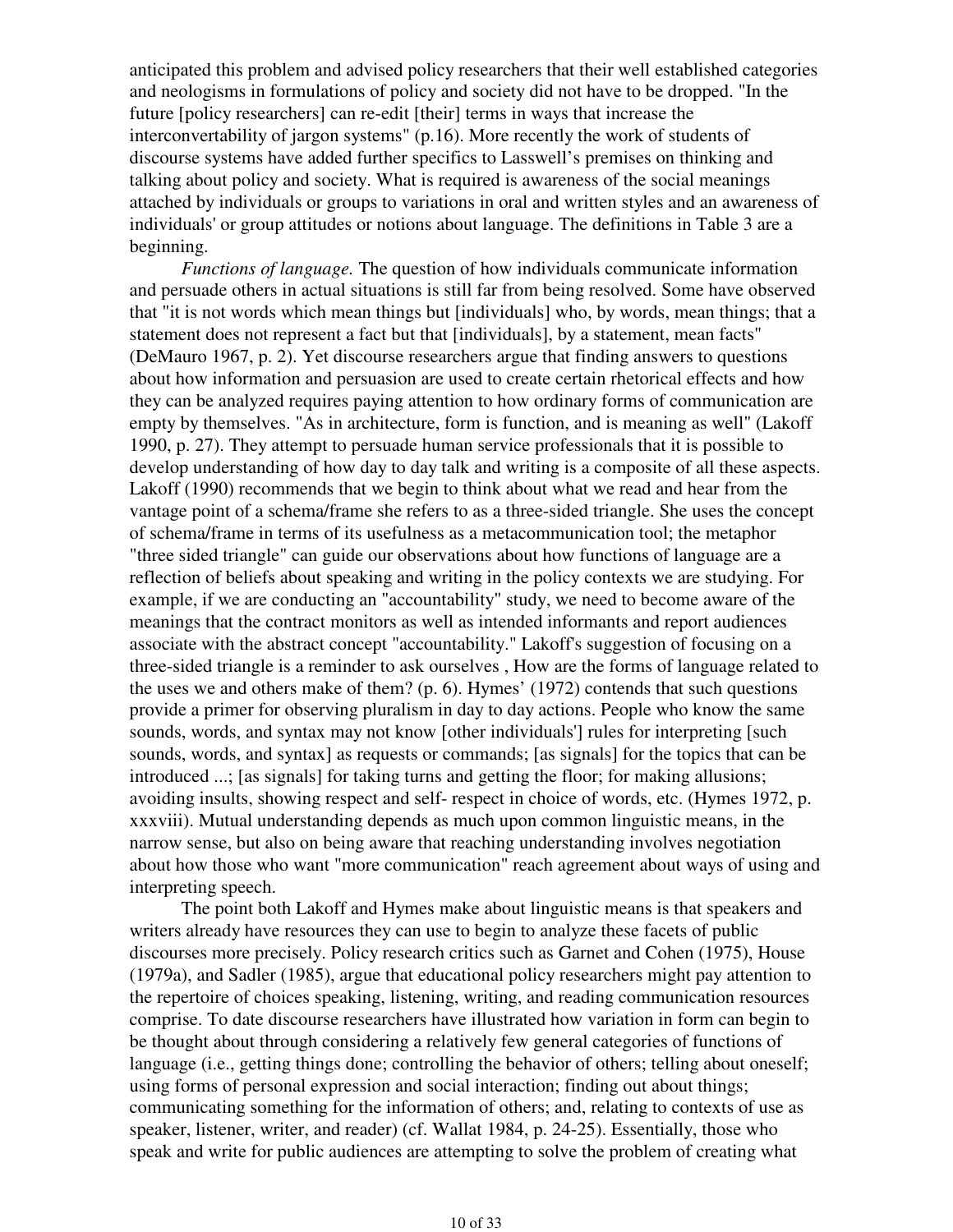anticipated this problem and advised policy researchers that their well established categories and neologisms in formulations of policy and society did not have to be dropped. "In the future [policy researchers] can re-edit [their] terms in ways that increase the interconvertability of jargon systems" (p.16). More recently the work of students of discourse systems have added further specifics to Lasswell's premises on thinking and talking about policy and society. What is required is awareness of the social meanings attached by individuals or groups to variations in oral and written styles and an awareness of individuals' or group attitudes or notions about language. The definitions in Table 3 are a beginning.

*Functions of language.* The question of how individuals communicate information and persuade others in actual situations is still far from being resolved. Some have observed that "it is not words which mean things but [individuals] who, by words, mean things; that a statement does not represent a fact but that [individuals], by a statement, mean facts" (DeMauro 1967, p. 2). Yet discourse researchers argue that finding answers to questions about how information and persuasion are used to create certain rhetorical effects and how they can be analyzed requires paying attention to how ordinary forms of communication are empty by themselves. "As in architecture, form is function, and is meaning as well" (Lakoff 1990, p. 27). They attempt to persuade human service professionals that it is possible to develop understanding of how day to day talk and writing is a composite of all these aspects. Lakoff (1990) recommends that we begin to think about what we read and hear from the vantage point of a schema/frame she refers to as a three-sided triangle. She uses the concept of schema/frame in terms of its usefulness as a metacommunication tool; the metaphor "three sided triangle" can guide our observations about how functions of language are a reflection of beliefs about speaking and writing in the policy contexts we are studying. For example, if we are conducting an "accountability" study, we need to become aware of the meanings that the contract monitors as well as intended informants and report audiences associate with the abstract concept "accountability." Lakoff's suggestion of focusing on a three-sided triangle is a reminder to ask ourselves , How are the forms of language related to the uses we and others make of them? (p. 6). Hymes' (1972) contends that such questions provide a primer for observing pluralism in day to day actions. People who know the same sounds, words, and syntax may not know [other individuals'] rules for interpreting [such sounds, words, and syntax] as requests or commands; [as signals] for the topics that can be introduced ...; [as signals] for taking turns and getting the floor; for making allusions; avoiding insults, showing respect and self- respect in choice of words, etc. (Hymes 1972, p. xxxviii). Mutual understanding depends as much upon common linguistic means, in the narrow sense, but also on being aware that reaching understanding involves negotiation about how those who want "more communication" reach agreement about ways of using and interpreting speech.

The point both Lakoff and Hymes make about linguistic means is that speakers and writers already have resources they can use to begin to analyze these facets of public discourses more precisely. Policy research critics such as Garnet and Cohen (1975), House (1979a), and Sadler (1985), argue that educational policy researchers might pay attention to the repertoire of choices speaking, listening, writing, and reading communication resources comprise. To date discourse researchers have illustrated how variation in form can begin to be thought about through considering a relatively few general categories of functions of language (i.e., getting things done; controlling the behavior of others; telling about oneself; using forms of personal expression and social interaction; finding out about things; communicating something for the information of others; and, relating to contexts of use as speaker, listener, writer, and reader) (cf. Wallat 1984, p. 24-25). Essentially, those who speak and write for public audiences are attempting to solve the problem of creating what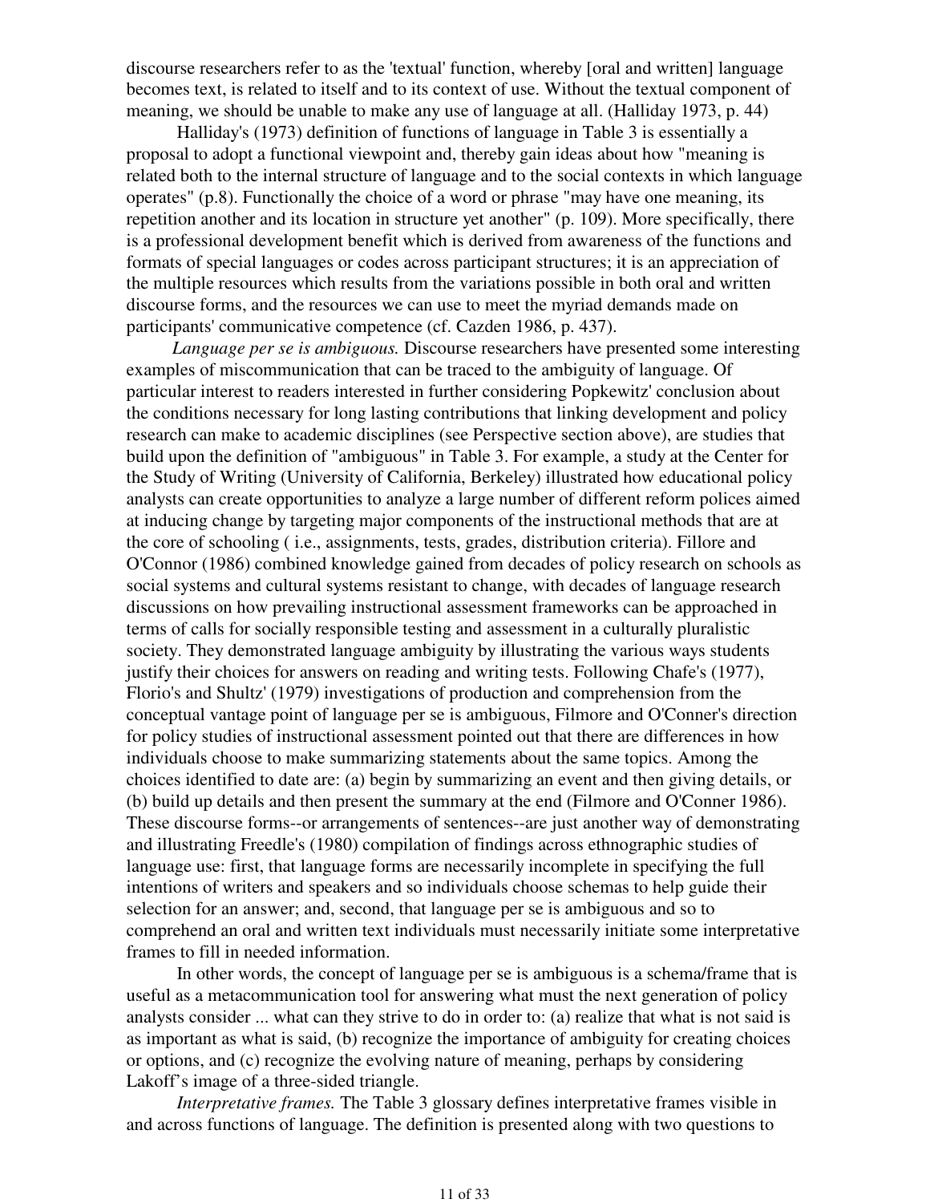discourse researchers refer to as the 'textual' function, whereby [oral and written] language becomes text, is related to itself and to its context of use. Without the textual component of meaning, we should be unable to make any use of language at all. (Halliday 1973, p. 44)

Halliday's (1973) definition of functions of language in Table 3 is essentially a proposal to adopt a functional viewpoint and, thereby gain ideas about how "meaning is related both to the internal structure of language and to the social contexts in which language operates" (p.8). Functionally the choice of a word or phrase "may have one meaning, its repetition another and its location in structure yet another" (p. 109). More specifically, there is a professional development benefit which is derived from awareness of the functions and formats of special languages or codes across participant structures; it is an appreciation of the multiple resources which results from the variations possible in both oral and written discourse forms, and the resources we can use to meet the myriad demands made on participants' communicative competence (cf. Cazden 1986, p. 437).

*Language per se is ambiguous.* Discourse researchers have presented some interesting examples of miscommunication that can be traced to the ambiguity of language. Of particular interest to readers interested in further considering Popkewitz' conclusion about the conditions necessary for long lasting contributions that linking development and policy research can make to academic disciplines (see Perspective section above), are studies that build upon the definition of "ambiguous" in Table 3. For example, a study at the Center for the Study of Writing (University of California, Berkeley) illustrated how educational policy analysts can create opportunities to analyze a large number of different reform polices aimed at inducing change by targeting major components of the instructional methods that are at the core of schooling ( i.e., assignments, tests, grades, distribution criteria). Fillore and O'Connor (1986) combined knowledge gained from decades of policy research on schools as social systems and cultural systems resistant to change, with decades of language research discussions on how prevailing instructional assessment frameworks can be approached in terms of calls for socially responsible testing and assessment in a culturally pluralistic society. They demonstrated language ambiguity by illustrating the various ways students justify their choices for answers on reading and writing tests. Following Chafe's (1977), Florio's and Shultz' (1979) investigations of production and comprehension from the conceptual vantage point of language per se is ambiguous, Filmore and O'Conner's direction for policy studies of instructional assessment pointed out that there are differences in how individuals choose to make summarizing statements about the same topics. Among the choices identified to date are: (a) begin by summarizing an event and then giving details, or (b) build up details and then present the summary at the end (Filmore and O'Conner 1986). These discourse forms--or arrangements of sentences--are just another way of demonstrating and illustrating Freedle's (1980) compilation of findings across ethnographic studies of language use: first, that language forms are necessarily incomplete in specifying the full intentions of writers and speakers and so individuals choose schemas to help guide their selection for an answer; and, second, that language per se is ambiguous and so to comprehend an oral and written text individuals must necessarily initiate some interpretative frames to fill in needed information.

In other words, the concept of language per se is ambiguous is a schema/frame that is useful as a metacommunication tool for answering what must the next generation of policy analysts consider ... what can they strive to do in order to: (a) realize that what is not said is as important as what is said, (b) recognize the importance of ambiguity for creating choices or options, and (c) recognize the evolving nature of meaning, perhaps by considering Lakoff's image of a three-sided triangle.

*Interpretative frames.* The Table 3 glossary defines interpretative frames visible in and across functions of language. The definition is presented along with two questions to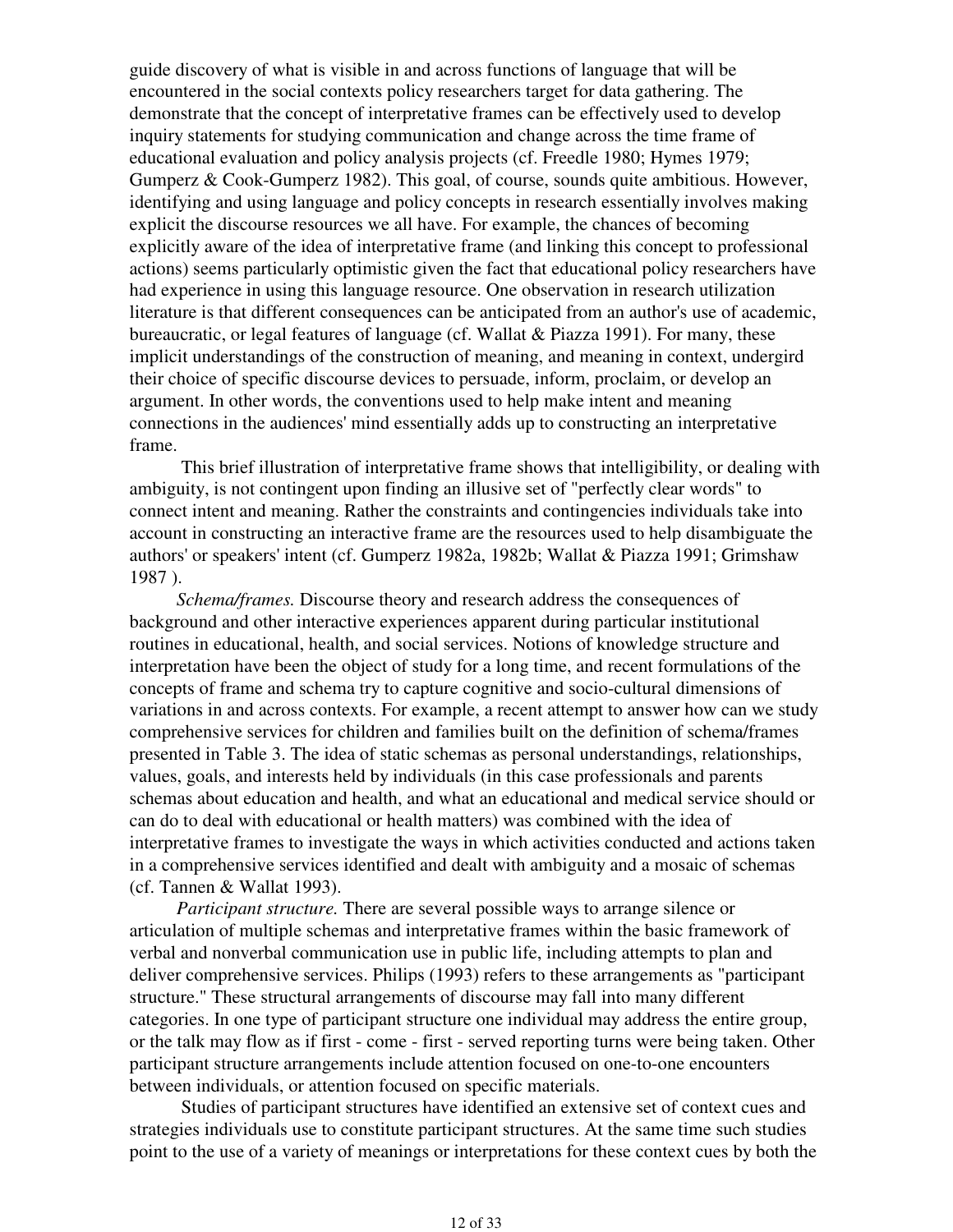guide discovery of what is visible in and across functions of language that will be encountered in the social contexts policy researchers target for data gathering. The demonstrate that the concept of interpretative frames can be effectively used to develop inquiry statements for studying communication and change across the time frame of educational evaluation and policy analysis projects (cf. Freedle 1980; Hymes 1979; Gumperz & Cook-Gumperz 1982). This goal, of course, sounds quite ambitious. However, identifying and using language and policy concepts in research essentially involves making explicit the discourse resources we all have. For example, the chances of becoming explicitly aware of the idea of interpretative frame (and linking this concept to professional actions) seems particularly optimistic given the fact that educational policy researchers have had experience in using this language resource. One observation in research utilization literature is that different consequences can be anticipated from an author's use of academic, bureaucratic, or legal features of language (cf. Wallat & Piazza 1991). For many, these implicit understandings of the construction of meaning, and meaning in context, undergird their choice of specific discourse devices to persuade, inform, proclaim, or develop an argument. In other words, the conventions used to help make intent and meaning connections in the audiences' mind essentially adds up to constructing an interpretative frame.

This brief illustration of interpretative frame shows that intelligibility, or dealing with ambiguity, is not contingent upon finding an illusive set of "perfectly clear words" to connect intent and meaning. Rather the constraints and contingencies individuals take into account in constructing an interactive frame are the resources used to help disambiguate the authors' or speakers' intent (cf. Gumperz 1982a, 1982b; Wallat & Piazza 1991; Grimshaw 1987 ).

*Schema/frames.* Discourse theory and research address the consequences of background and other interactive experiences apparent during particular institutional routines in educational, health, and social services. Notions of knowledge structure and interpretation have been the object of study for a long time, and recent formulations of the concepts of frame and schema try to capture cognitive and socio-cultural dimensions of variations in and across contexts. For example, a recent attempt to answer how can we study comprehensive services for children and families built on the definition of schema/frames presented in Table 3. The idea of static schemas as personal understandings, relationships, values, goals, and interests held by individuals (in this case professionals and parents schemas about education and health, and what an educational and medical service should or can do to deal with educational or health matters) was combined with the idea of interpretative frames to investigate the ways in which activities conducted and actions taken in a comprehensive services identified and dealt with ambiguity and a mosaic of schemas (cf. Tannen & Wallat 1993).

*Participant structure.* There are several possible ways to arrange silence or articulation of multiple schemas and interpretative frames within the basic framework of verbal and nonverbal communication use in public life, including attempts to plan and deliver comprehensive services. Philips (1993) refers to these arrangements as "participant structure." These structural arrangements of discourse may fall into many different categories. In one type of participant structure one individual may address the entire group, or the talk may flow as if first - come - first - served reporting turns were being taken. Other participant structure arrangements include attention focused on one-to-one encounters between individuals, or attention focused on specific materials.

Studies of participant structures have identified an extensive set of context cues and strategies individuals use to constitute participant structures. At the same time such studies point to the use of a variety of meanings or interpretations for these context cues by both the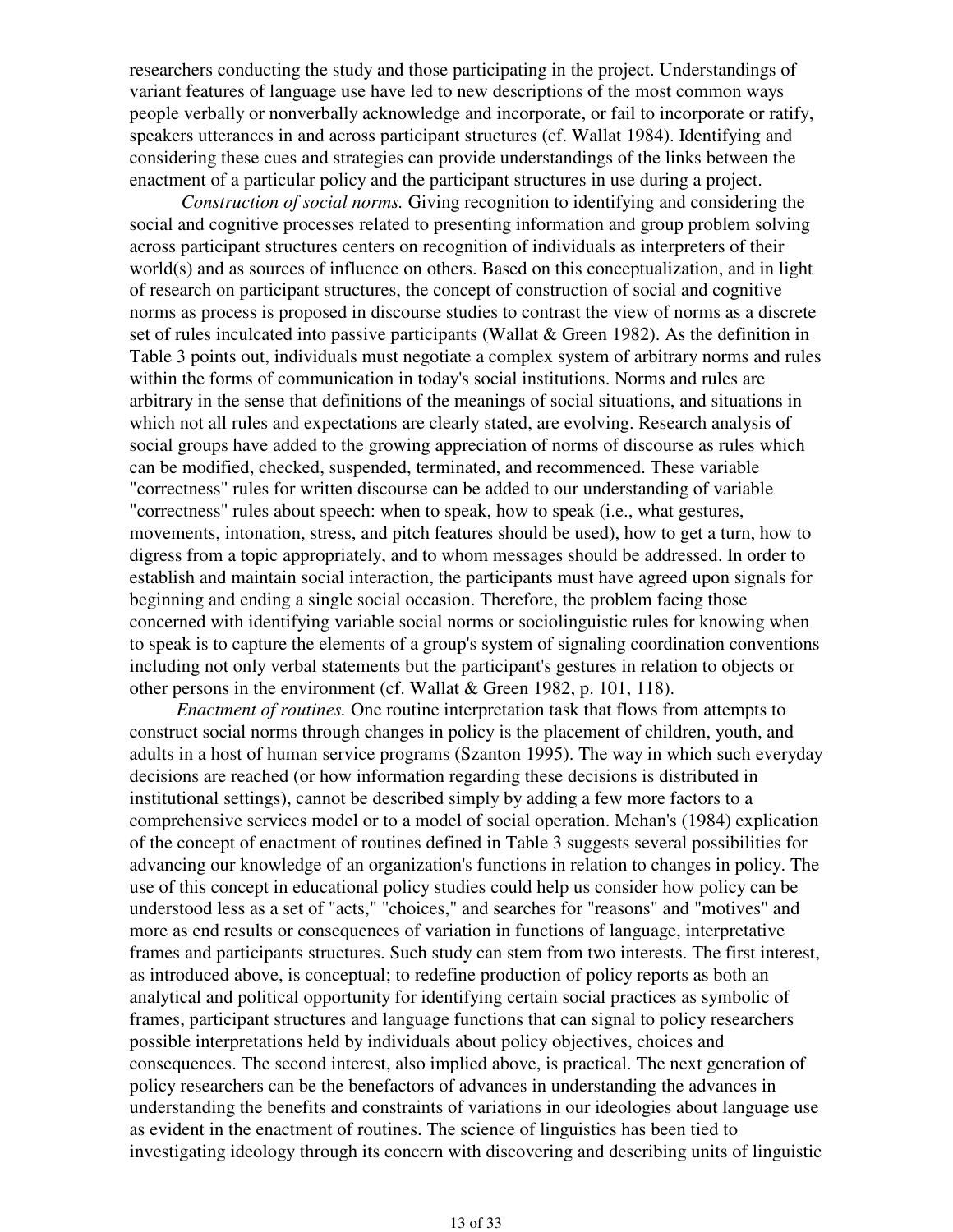researchers conducting the study and those participating in the project. Understandings of variant features of language use have led to new descriptions of the most common ways people verbally or nonverbally acknowledge and incorporate, or fail to incorporate or ratify, speakers utterances in and across participant structures (cf. Wallat 1984). Identifying and considering these cues and strategies can provide understandings of the links between the enactment of a particular policy and the participant structures in use during a project.

*Construction of social norms.* Giving recognition to identifying and considering the social and cognitive processes related to presenting information and group problem solving across participant structures centers on recognition of individuals as interpreters of their world(s) and as sources of influence on others. Based on this conceptualization, and in light of research on participant structures, the concept of construction of social and cognitive norms as process is proposed in discourse studies to contrast the view of norms as a discrete set of rules inculcated into passive participants (Wallat & Green 1982). As the definition in Table 3 points out, individuals must negotiate a complex system of arbitrary norms and rules within the forms of communication in today's social institutions. Norms and rules are arbitrary in the sense that definitions of the meanings of social situations, and situations in which not all rules and expectations are clearly stated, are evolving. Research analysis of social groups have added to the growing appreciation of norms of discourse as rules which can be modified, checked, suspended, terminated, and recommenced. These variable "correctness" rules for written discourse can be added to our understanding of variable "correctness" rules about speech: when to speak, how to speak (i.e., what gestures, movements, intonation, stress, and pitch features should be used), how to get a turn, how to digress from a topic appropriately, and to whom messages should be addressed. In order to establish and maintain social interaction, the participants must have agreed upon signals for beginning and ending a single social occasion. Therefore, the problem facing those concerned with identifying variable social norms or sociolinguistic rules for knowing when to speak is to capture the elements of a group's system of signaling coordination conventions including not only verbal statements but the participant's gestures in relation to objects or other persons in the environment (cf. Wallat & Green 1982, p. 101, 118).

*Enactment of routines.* One routine interpretation task that flows from attempts to construct social norms through changes in policy is the placement of children, youth, and adults in a host of human service programs (Szanton 1995). The way in which such everyday decisions are reached (or how information regarding these decisions is distributed in institutional settings), cannot be described simply by adding a few more factors to a comprehensive services model or to a model of social operation. Mehan's (1984) explication of the concept of enactment of routines defined in Table 3 suggests several possibilities for advancing our knowledge of an organization's functions in relation to changes in policy. The use of this concept in educational policy studies could help us consider how policy can be understood less as a set of "acts," "choices," and searches for "reasons" and "motives" and more as end results or consequences of variation in functions of language, interpretative frames and participants structures. Such study can stem from two interests. The first interest, as introduced above, is conceptual; to redefine production of policy reports as both an analytical and political opportunity for identifying certain social practices as symbolic of frames, participant structures and language functions that can signal to policy researchers possible interpretations held by individuals about policy objectives, choices and consequences. The second interest, also implied above, is practical. The next generation of policy researchers can be the benefactors of advances in understanding the advances in understanding the benefits and constraints of variations in our ideologies about language use as evident in the enactment of routines. The science of linguistics has been tied to investigating ideology through its concern with discovering and describing units of linguistic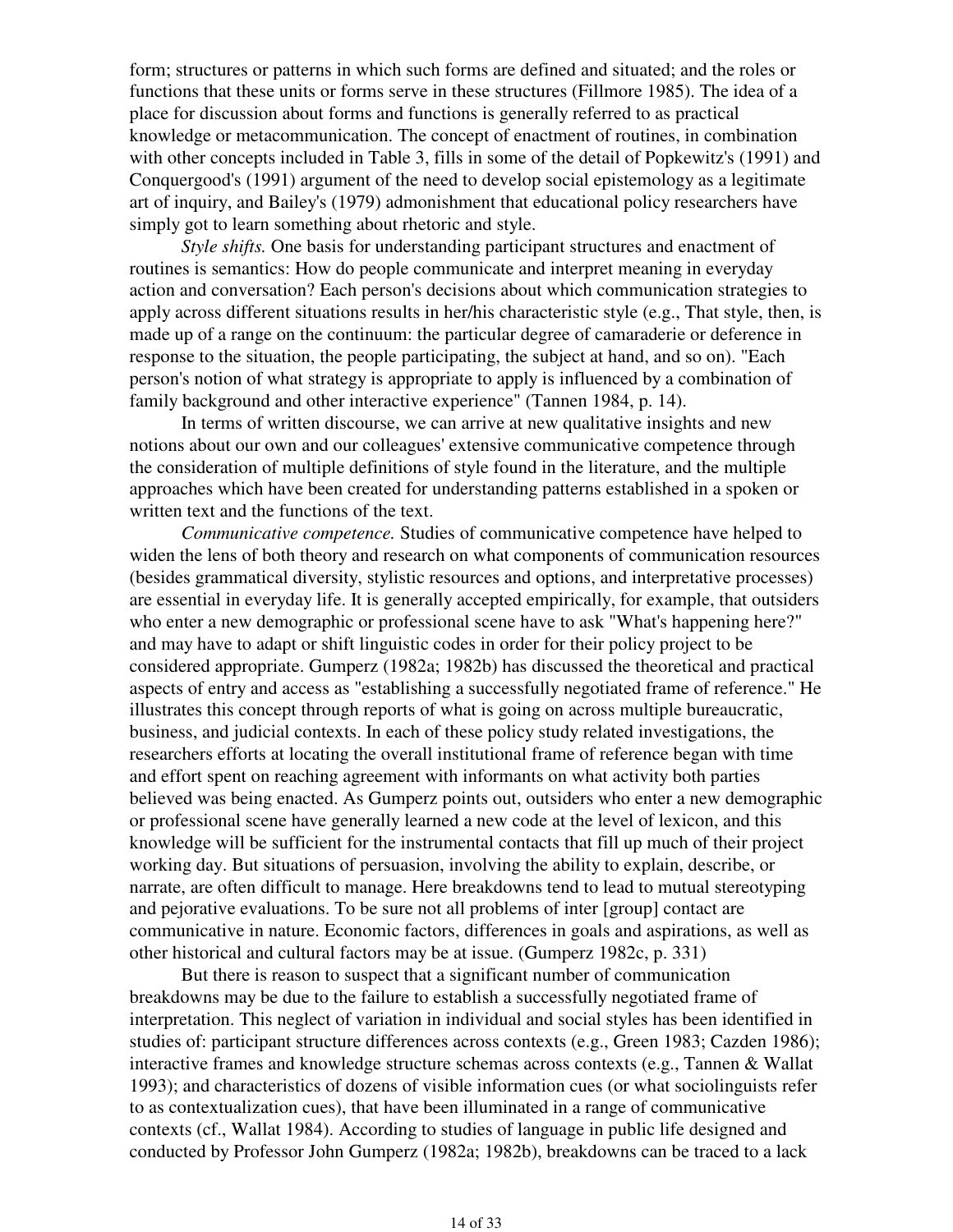form; structures or patterns in which such forms are defined and situated; and the roles or functions that these units or forms serve in these structures (Fillmore 1985). The idea of a place for discussion about forms and functions is generally referred to as practical knowledge or metacommunication. The concept of enactment of routines, in combination with other concepts included in Table 3, fills in some of the detail of Popkewitz's (1991) and Conquergood's (1991) argument of the need to develop social epistemology as a legitimate art of inquiry, and Bailey's (1979) admonishment that educational policy researchers have simply got to learn something about rhetoric and style.

*Style shifts.* One basis for understanding participant structures and enactment of routines is semantics: How do people communicate and interpret meaning in everyday action and conversation? Each person's decisions about which communication strategies to apply across different situations results in her/his characteristic style (e.g., That style, then, is made up of a range on the continuum: the particular degree of camaraderie or deference in response to the situation, the people participating, the subject at hand, and so on). "Each person's notion of what strategy is appropriate to apply is influenced by a combination of family background and other interactive experience" (Tannen 1984, p. 14).

In terms of written discourse, we can arrive at new qualitative insights and new notions about our own and our colleagues' extensive communicative competence through the consideration of multiple definitions of style found in the literature, and the multiple approaches which have been created for understanding patterns established in a spoken or written text and the functions of the text.

*Communicative competence.* Studies of communicative competence have helped to widen the lens of both theory and research on what components of communication resources (besides grammatical diversity, stylistic resources and options, and interpretative processes) are essential in everyday life. It is generally accepted empirically, for example, that outsiders who enter a new demographic or professional scene have to ask "What's happening here?" and may have to adapt or shift linguistic codes in order for their policy project to be considered appropriate. Gumperz (1982a; 1982b) has discussed the theoretical and practical aspects of entry and access as "establishing a successfully negotiated frame of reference." He illustrates this concept through reports of what is going on across multiple bureaucratic, business, and judicial contexts. In each of these policy study related investigations, the researchers efforts at locating the overall institutional frame of reference began with time and effort spent on reaching agreement with informants on what activity both parties believed was being enacted. As Gumperz points out, outsiders who enter a new demographic or professional scene have generally learned a new code at the level of lexicon, and this knowledge will be sufficient for the instrumental contacts that fill up much of their project working day. But situations of persuasion, involving the ability to explain, describe, or narrate, are often difficult to manage. Here breakdowns tend to lead to mutual stereotyping and pejorative evaluations. To be sure not all problems of inter [group] contact are communicative in nature. Economic factors, differences in goals and aspirations, as well as other historical and cultural factors may be at issue. (Gumperz 1982c, p. 331)

But there is reason to suspect that a significant number of communication breakdowns may be due to the failure to establish a successfully negotiated frame of interpretation. This neglect of variation in individual and social styles has been identified in studies of: participant structure differences across contexts (e.g., Green 1983; Cazden 1986); interactive frames and knowledge structure schemas across contexts (e.g., Tannen & Wallat 1993); and characteristics of dozens of visible information cues (or what sociolinguists refer to as contextualization cues), that have been illuminated in a range of communicative contexts (cf., Wallat 1984). According to studies of language in public life designed and conducted by Professor John Gumperz (1982a; 1982b), breakdowns can be traced to a lack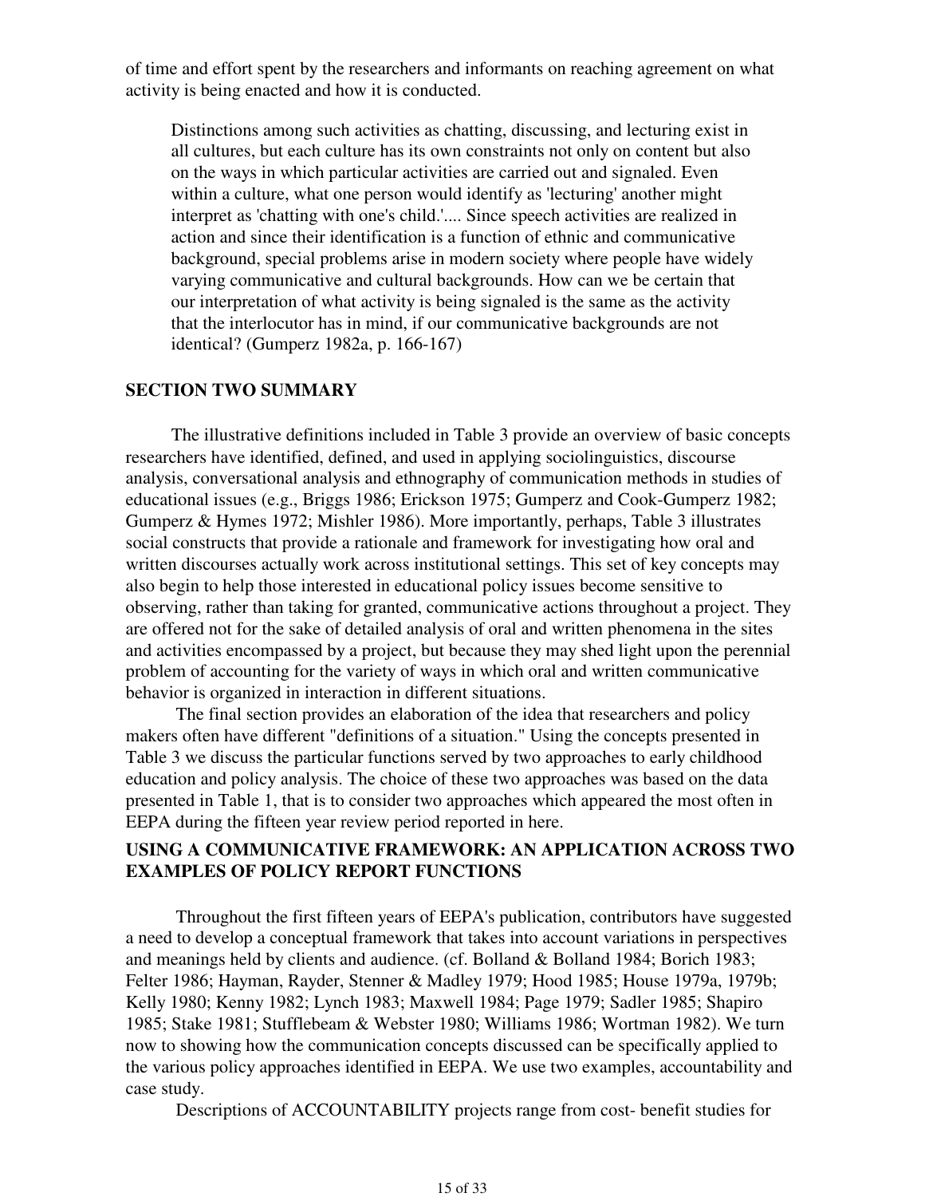of time and effort spent by the researchers and informants on reaching agreement on what activity is being enacted and how it is conducted.

> Distinctions among such activities as chatting, discussing, and lecturing exist in all cultures, but each culture has its own constraints not only on content but also on the ways in which particular activities are carried out and signaled. Even within a culture, what one person would identify as 'lecturing' another might interpret as 'chatting with one's child.'.... Since speech activities are realized in action and since their identification is a function of ethnic and communicative background, special problems arise in modern society where people have widely varying communicative and cultural backgrounds. How can we be certain that our interpretation of what activity is being signaled is the same as the activity that the interlocutor has in mind, if our communicative backgrounds are not identical? (Gumperz 1982a, p. 166-167)

## SECTION TWO SUMMARY

The illustrative definitions included in Table 3 provide an overview of basic concepts researchers have identified, defined, and used in applying sociolinguistics, discourse analysis, conversational analysis and ethnography of communication methods in studies of educational issues (e.g., Briggs 1986; Erickson 1975; Gumperz and Cook-Gumperz 1982; Gumperz & Hymes 1972; Mishler 1986). More importantly, perhaps, Table 3 illustrates social constructs that provide a rationale and framework for investigating how oral and written discourses actually work across institutional settings. This set of key concepts may also begin to help those interested in educational policy issues become sensitive to observing, rather than taking for granted, communicative actions throughout a project. They are offered not for the sake of detailed analysis of oral and written phenomena in the sites and activities encompassed by a project, but because they may shed light upon the perennial problem of accounting for the variety of ways in which oral and written communicative behavior is organized in interaction in different situations.

The final section provides an elaboration of the idea that researchers and policy makers often have different "definitions of a situation." Using the concepts presented in Table 3 we discuss the particular functions served by two approaches to early childhood education and policy analysis. The choice of these two approaches was based on the data presented in Table 1, that is to consider two approaches which appeared the most often in EEPA during the fifteen year review period reported in here.

## USING A COMMUNICATIVE FRAMEWORK: AN APPLICATION ACROSS TWO EXAMPLES OF POLICY REPORT FUNCTIONS

Throughout the first fifteen years of EEPA's publication, contributors have suggested a need to develop a conceptual framework that takes into account variations in perspectives and meanings held by clients and audience. (cf. Bolland & Bolland 1984; Borich 1983; Felter 1986; Hayman, Rayder, Stenner & Madley 1979; Hood 1985; House 1979a, 1979b; Kelly 1980; Kenny 1982; Lynch 1983; Maxwell 1984; Page 1979; Sadler 1985; Shapiro 1985; Stake 1981; Stufflebeam & Webster 1980; Williams 1986; Wortman 1982). We turn now to showing how the communication concepts discussed can be specifically applied to the various policy approaches identified in EEPA. We use two examples, accountability and case study.

Descriptions of ACCOUNTABILITY projects range from cost- benefit studies for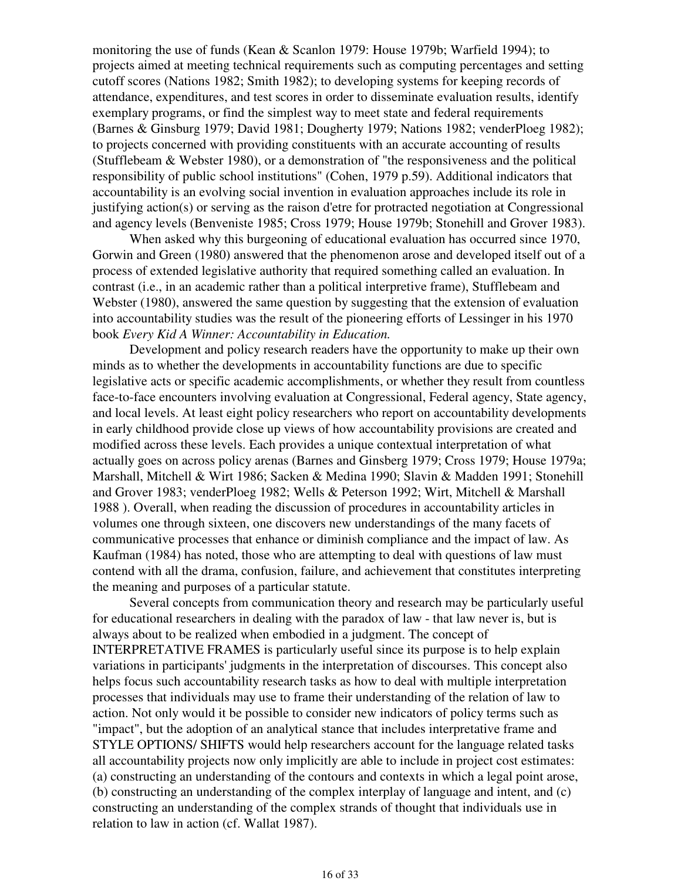monitoring the use of funds (Kean & Scanlon 1979: House 1979b; Warfield 1994); to projects aimed at meeting technical requirements such as computing percentages and setting cutoff scores (Nations 1982; Smith 1982); to developing systems for keeping records of attendance, expenditures, and test scores in order to disseminate evaluation results, identify exemplary programs, or find the simplest way to meet state and federal requirements (Barnes & Ginsburg 1979; David 1981; Dougherty 1979; Nations 1982; venderPloeg 1982); to projects concerned with providing constituents with an accurate accounting of results (Stufflebeam & Webster 1980), or a demonstration of "the responsiveness and the political responsibility of public school institutions" (Cohen, 1979 p.59). Additional indicators that accountability is an evolving social invention in evaluation approaches include its role in justifying action(s) or serving as the raison d'etre for protracted negotiation at Congressional and agency levels (Benveniste 1985; Cross 1979; House 1979b; Stonehill and Grover 1983).

When asked why this burgeoning of educational evaluation has occurred since 1970, Gorwin and Green (1980) answered that the phenomenon arose and developed itself out of a process of extended legislative authority that required something called an evaluation. In contrast (i.e., in an academic rather than a political interpretive frame), Stufflebeam and Webster (1980), answered the same question by suggesting that the extension of evaluation into accountability studies was the result of the pioneering efforts of Lessinger in his 1970 book *Every Kid A Winner: Accountability in Education.*

Development and policy research readers have the opportunity to make up their own minds as to whether the developments in accountability functions are due to specific legislative acts or specific academic accomplishments, or whether they result from countless face-to-face encounters involving evaluation at Congressional, Federal agency, State agency, and local levels. At least eight policy researchers who report on accountability developments in early childhood provide close up views of how accountability provisions are created and modified across these levels. Each provides a unique contextual interpretation of what actually goes on across policy arenas (Barnes and Ginsberg 1979; Cross 1979; House 1979a; Marshall, Mitchell & Wirt 1986; Sacken & Medina 1990; Slavin & Madden 1991; Stonehill and Grover 1983; venderPloeg 1982; Wells & Peterson 1992; Wirt, Mitchell & Marshall 1988 ). Overall, when reading the discussion of procedures in accountability articles in volumes one through sixteen, one discovers new understandings of the many facets of communicative processes that enhance or diminish compliance and the impact of law. As Kaufman (1984) has noted, those who are attempting to deal with questions of law must contend with all the drama, confusion, failure, and achievement that constitutes interpreting the meaning and purposes of a particular statute.

Several concepts from communication theory and research may be particularly useful for educational researchers in dealing with the paradox of law - that law never is, but is always about to be realized when embodied in a judgment. The concept of INTERPRETATIVE FRAMES is particularly useful since its purpose is to help explain variations in participants' judgments in the interpretation of discourses. This concept also helps focus such accountability research tasks as how to deal with multiple interpretation processes that individuals may use to frame their understanding of the relation of law to action. Not only would it be possible to consider new indicators of policy terms such as "impact", but the adoption of an analytical stance that includes interpretative frame and STYLE OPTIONS/ SHIFTS would help researchers account for the language related tasks all accountability projects now only implicitly are able to include in project cost estimates: (a) constructing an understanding of the contours and contexts in which a legal point arose, (b) constructing an understanding of the complex interplay of language and intent, and (c) constructing an understanding of the complex strands of thought that individuals use in relation to law in action (cf. Wallat 1987).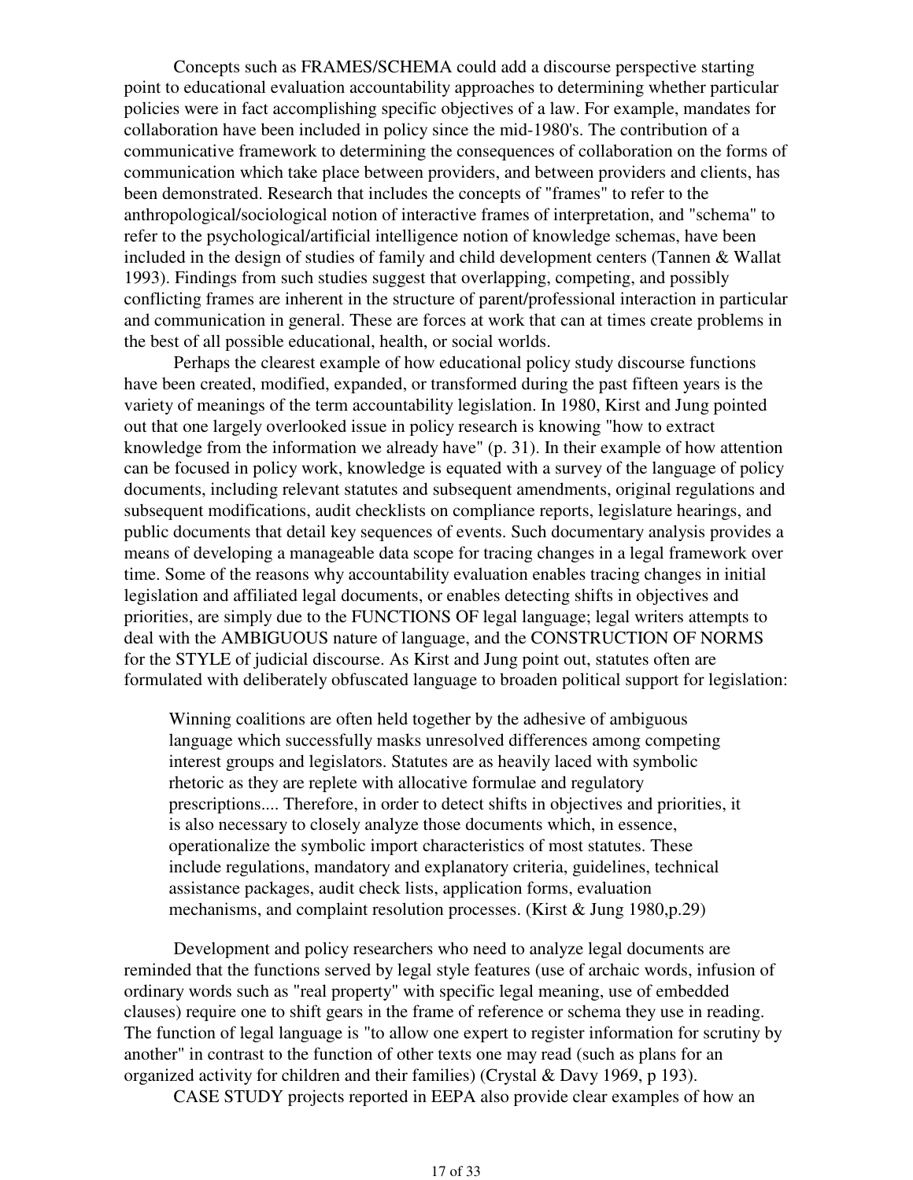Concepts such as FRAMES/SCHEMA could add a discourse perspective starting point to educational evaluation accountability approaches to determining whether particular policies were in fact accomplishing specific objectives of a law. For example, mandates for collaboration have been included in policy since the mid-1980's. The contribution of a communicative framework to determining the consequences of collaboration on the forms of communication which take place between providers, and between providers and clients, has been demonstrated. Research that includes the concepts of "frames" to refer to the anthropological/sociological notion of interactive frames of interpretation, and "schema" to refer to the psychological/artificial intelligence notion of knowledge schemas, have been included in the design of studies of family and child development centers (Tannen & Wallat 1993). Findings from such studies suggest that overlapping, competing, and possibly conflicting frames are inherent in the structure of parent/professional interaction in particular and communication in general. These are forces at work that can at times create problems in the best of all possible educational, health, or social worlds.

Perhaps the clearest example of how educational policy study discourse functions have been created, modified, expanded, or transformed during the past fifteen years is the variety of meanings of the term accountability legislation. In 1980, Kirst and Jung pointed out that one largely overlooked issue in policy research is knowing "how to extract knowledge from the information we already have" (p. 31). In their example of how attention can be focused in policy work, knowledge is equated with a survey of the language of policy documents, including relevant statutes and subsequent amendments, original regulations and subsequent modifications, audit checklists on compliance reports, legislature hearings, and public documents that detail key sequences of events. Such documentary analysis provides a means of developing a manageable data scope for tracing changes in a legal framework over time. Some of the reasons why accountability evaluation enables tracing changes in initial legislation and affiliated legal documents, or enables detecting shifts in objectives and priorities, are simply due to the FUNCTIONS OF legal language; legal writers attempts to deal with the AMBIGUOUS nature of language, and the CONSTRUCTION OF NORMS for the STYLE of judicial discourse. As Kirst and Jung point out, statutes often are formulated with deliberately obfuscated language to broaden political support for legislation:

> Winning coalitions are often held together by the adhesive of ambiguous language which successfully masks unresolved differences among competing interest groups and legislators. Statutes are as heavily laced with symbolic rhetoric as they are replete with allocative formulae and regulatory prescriptions.... Therefore, in order to detect shifts in objectives and priorities, it is also necessary to closely analyze those documents which, in essence, operationalize the symbolic import characteristics of most statutes. These include regulations, mandatory and explanatory criteria, guidelines, technical assistance packages, audit check lists, application forms, evaluation mechanisms, and complaint resolution processes. (Kirst & Jung 1980,p.29)

Development and policy researchers who need to analyze legal documents are reminded that the functions served by legal style features (use of archaic words, infusion of ordinary words such as "real property" with specific legal meaning, use of embedded clauses) require one to shift gears in the frame of reference or schema they use in reading. The function of legal language is "to allow one expert to register information for scrutiny by another" in contrast to the function of other texts one may read (such as plans for an organized activity for children and their families) (Crystal & Davy 1969, p 193).

CASE STUDY projects reported in EEPA also provide clear examples of how an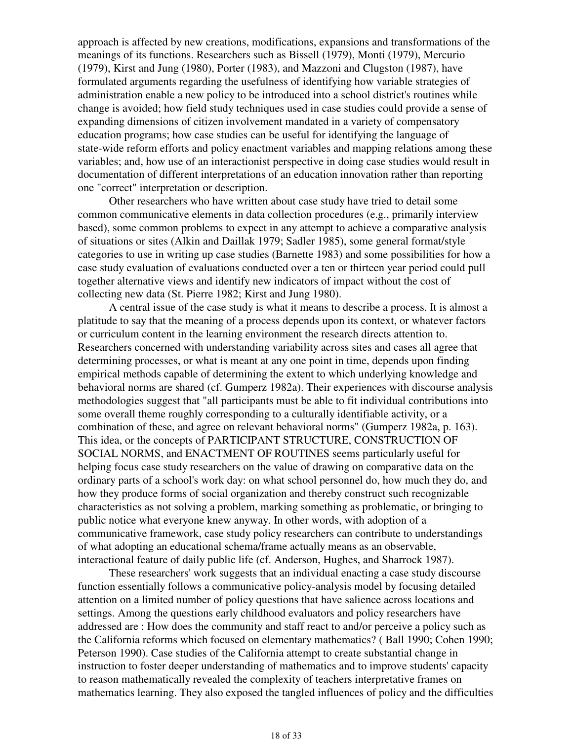approach is affected by new creations, modifications, expansions and transformations of the meanings of its functions. Researchers such as Bissell (1979), Monti (1979), Mercurio (1979), Kirst and Jung (1980), Porter (1983), and Mazzoni and Clugston (1987), have formulated arguments regarding the usefulness of identifying how variable strategies of administration enable a new policy to be introduced into a school district's routines while change is avoided; how field study techniques used in case studies could provide a sense of expanding dimensions of citizen involvement mandated in a variety of compensatory education programs; how case studies can be useful for identifying the language of state-wide reform efforts and policy enactment variables and mapping relations among these variables; and, how use of an interactionist perspective in doing case studies would result in documentation of different interpretations of an education innovation rather than reporting one "correct" interpretation or description.

Other researchers who have written about case study have tried to detail some common communicative elements in data collection procedures (e.g., primarily interview based), some common problems to expect in any attempt to achieve a comparative analysis of situations or sites (Alkin and Daillak 1979; Sadler 1985), some general format/style categories to use in writing up case studies (Barnette 1983) and some possibilities for how a case study evaluation of evaluations conducted over a ten or thirteen year period could pull together alternative views and identify new indicators of impact without the cost of collecting new data (St. Pierre 1982; Kirst and Jung 1980).

A central issue of the case study is what it means to describe a process. It is almost a platitude to say that the meaning of a process depends upon its context, or whatever factors or curriculum content in the learning environment the research directs attention to. Researchers concerned with understanding variability across sites and cases all agree that determining processes, or what is meant at any one point in time, depends upon finding empirical methods capable of determining the extent to which underlying knowledge and behavioral norms are shared (cf. Gumperz 1982a). Their experiences with discourse analysis methodologies suggest that "all participants must be able to fit individual contributions into some overall theme roughly corresponding to a culturally identifiable activity, or a combination of these, and agree on relevant behavioral norms" (Gumperz 1982a, p. 163). This idea, or the concepts of PARTICIPANT STRUCTURE, CONSTRUCTION OF SOCIAL NORMS, and ENACTMENT OF ROUTINES seems particularly useful for helping focus case study researchers on the value of drawing on comparative data on the ordinary parts of a school's work day: on what school personnel do, how much they do, and how they produce forms of social organization and thereby construct such recognizable characteristics as not solving a problem, marking something as problematic, or bringing to public notice what everyone knew anyway. In other words, with adoption of a communicative framework, case study policy researchers can contribute to understandings of what adopting an educational schema/frame actually means as an observable, interactional feature of daily public life (cf. Anderson, Hughes, and Sharrock 1987).

These researchers' work suggests that an individual enacting a case study discourse function essentially follows a communicative policy-analysis model by focusing detailed attention on a limited number of policy questions that have salience across locations and settings. Among the questions early childhood evaluators and policy researchers have addressed are : How does the community and staff react to and/or perceive a policy such as the California reforms which focused on elementary mathematics? ( Ball 1990; Cohen 1990; Peterson 1990). Case studies of the California attempt to create substantial change in instruction to foster deeper understanding of mathematics and to improve students' capacity to reason mathematically revealed the complexity of teachers interpretative frames on mathematics learning. They also exposed the tangled influences of policy and the difficulties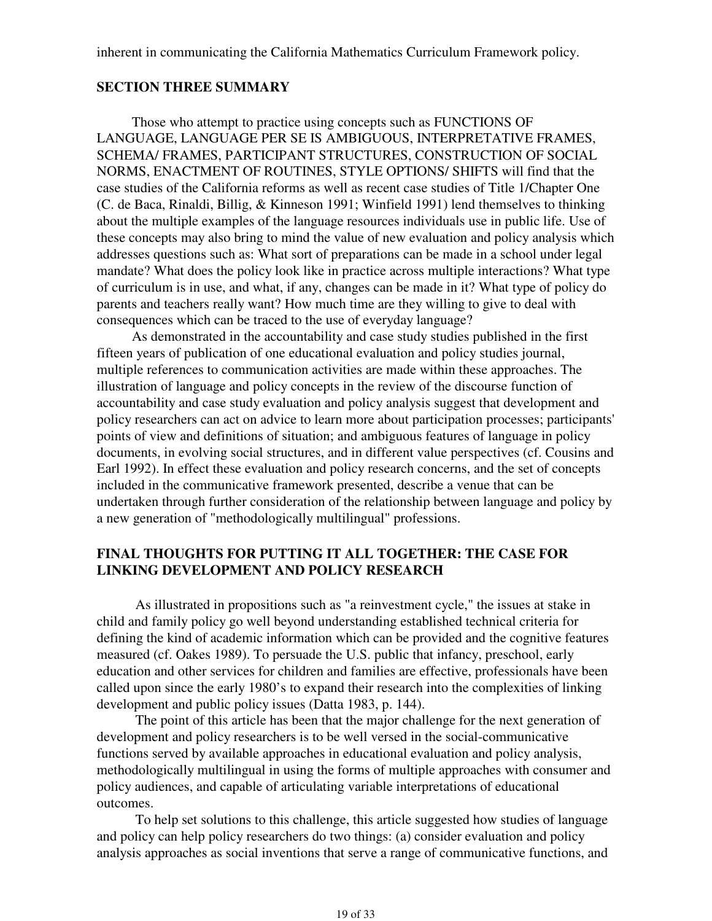inherent in communicating the California Mathematics Curriculum Framework policy.

## SECTION THREE SUMMARY

Those who attempt to practice using concepts such as FUNCTIONS OF LANGUAGE, LANGUAGE PER SE IS AMBIGUOUS, INTERPRETATIVE FRAMES, SCHEMA/ FRAMES, PARTICIPANT STRUCTURES, CONSTRUCTION OF SOCIAL NORMS, ENACTMENT OF ROUTINES, STYLE OPTIONS/ SHIFTS will find that the case studies of the California reforms as well as recent case studies of Title 1/Chapter One (C. de Baca, Rinaldi, Billig, & Kinneson 1991; Winfield 1991) lend themselves to thinking about the multiple examples of the language resources individuals use in public life. Use of these concepts may also bring to mind the value of new evaluation and policy analysis which addresses questions such as: What sort of preparations can be made in a school under legal mandate? What does the policy look like in practice across multiple interactions? What type of curriculum is in use, and what, if any, changes can be made in it? What type of policy do parents and teachers really want? How much time are they willing to give to deal with consequences which can be traced to the use of everyday language?

As demonstrated in the accountability and case study studies published in the first fifteen years of publication of one educational evaluation and policy studies journal, multiple references to communication activities are made within these approaches. The illustration of language and policy concepts in the review of the discourse function of accountability and case study evaluation and policy analysis suggest that development and policy researchers can act on advice to learn more about participation processes; participants' points of view and definitions of situation; and ambiguous features of language in policy documents, in evolving social structures, and in different value perspectives (cf. Cousins and Earl 1992). In effect these evaluation and policy research concerns, and the set of concepts included in the communicative framework presented, describe a venue that can be undertaken through further consideration of the relationship between language and policy by a new generation of "methodologically multilingual" professions.

## FINAL THOUGHTS FOR PUTTING IT ALL TOGETHER: THE CASE FOR LINKING DEVELOPMENT AND POLICY RESEARCH

As illustrated in propositions such as "a reinvestment cycle," the issues at stake in child and family policy go well beyond understanding established technical criteria for defining the kind of academic information which can be provided and the cognitive features measured (cf. Oakes 1989). To persuade the U.S. public that infancy, preschool, early education and other services for children and families are effective, professionals have been called upon since the early 1980's to expand their research into the complexities of linking development and public policy issues (Datta 1983, p. 144).

The point of this article has been that the major challenge for the next generation of development and policy researchers is to be well versed in the social-communicative functions served by available approaches in educational evaluation and policy analysis, methodologically multilingual in using the forms of multiple approaches with consumer and policy audiences, and capable of articulating variable interpretations of educational outcomes.

To help set solutions to this challenge, this article suggested how studies of language and policy can help policy researchers do two things: (a) consider evaluation and policy analysis approaches as social inventions that serve a range of communicative functions, and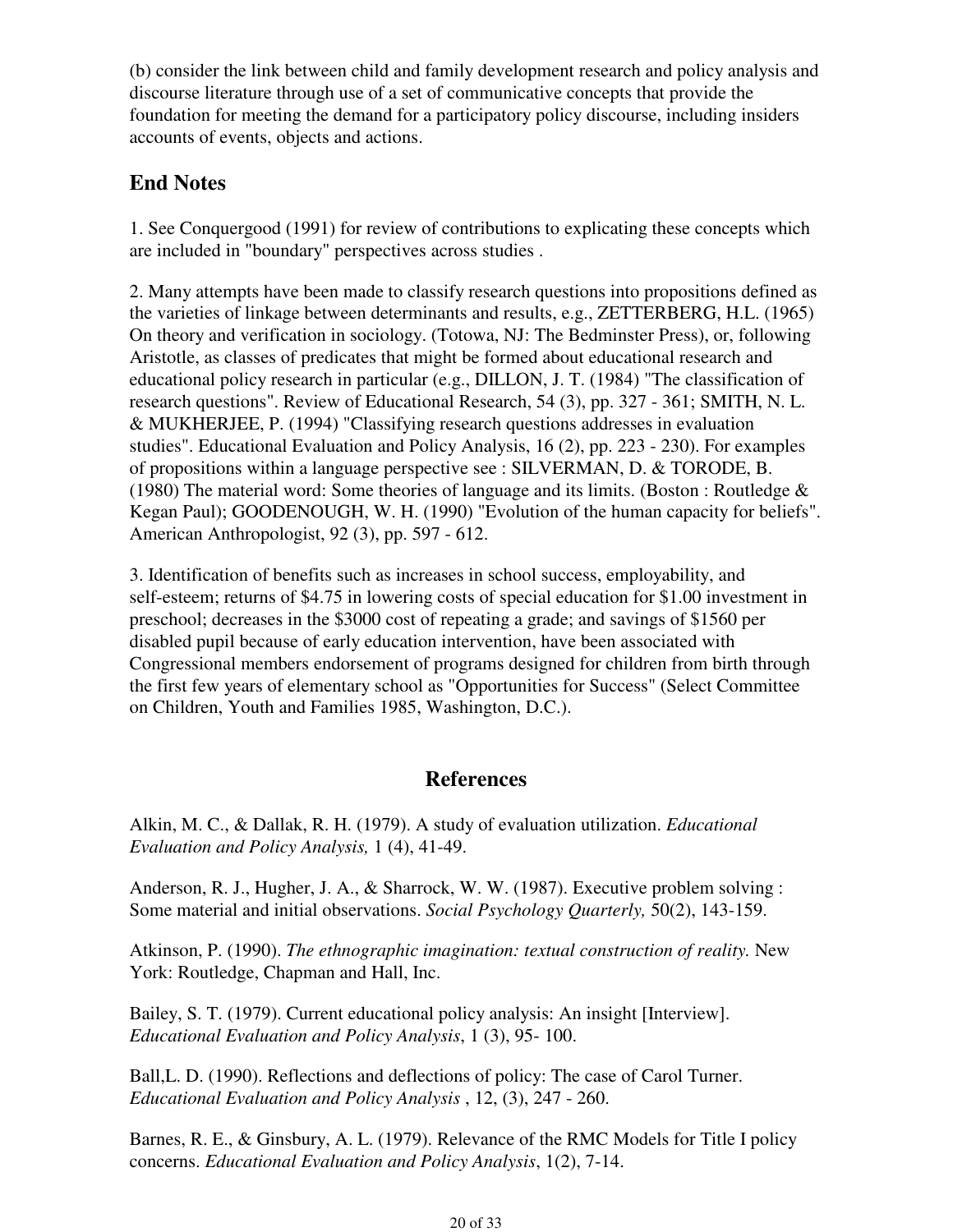(b) consider the link between child and family development research and policy analysis and discourse literature through use of a set of communicative concepts that provide the foundation for meeting the demand for a participatory policy discourse, including insiders accounts of events, objects and actions.

## End Notes

1. See Conquergood (1991) for review of contributions to explicating these concepts which are included in "boundary" perspectives across studies .

2. Many attempts have been made to classify research questions into propositions defined as the varieties of linkage between determinants and results, e.g., ZETTERBERG, H.L. (1965) On theory and verification in sociology. (Totowa, NJ: The Bedminster Press), or, following Aristotle, as classes of predicates that might be formed about educational research and educational policy research in particular (e.g., DILLON, J. T. (1984) "The classification of research questions". Review of Educational Research, 54 (3), pp. 327 - 361; SMITH, N. L. & MUKHERJEE, P. (1994) "Classifying research questions addresses in evaluation studies". Educational Evaluation and Policy Analysis, 16 (2), pp. 223 - 230). For examples of propositions within a language perspective see : SILVERMAN, D. & TORODE, B. (1980) The material word: Some theories of language and its limits. (Boston : Routledge & Kegan Paul); GOODENOUGH, W. H. (1990) "Evolution of the human capacity for beliefs". American Anthropologist, 92 (3), pp. 597 - 612.

3. Identification of benefits such as increases in school success, employability, and self-esteem; returns of $4.75 in lowering costs of special education for $1.00 investment in preschool; decreases in the $3000 cost of repeating a grade; and savings of $1560 per disabled pupil because of early education intervention, have been associated with Congressional members endorsement of programs designed for children from birth through the first few years of elementary school as "Opportunities for Success" (Select Committee on Children, Youth and Families 1985, Washington, D.C.).

## References

Alkin, M. C., & Dallak, R. H. (1979). A study of evaluation utilization. *Educational Evaluation and Policy Analysis,* 1 (4), 41-49.

Anderson, R. J., Hugher, J. A., & Sharrock, W. W. (1987). Executive problem solving : Some material and initial observations. *Social Psychology Quarterly,* 50(2), 143-159.

Atkinson, P. (1990). *The ethnographic imagination: textual construction of reality.* New York: Routledge, Chapman and Hall, Inc.

Bailey, S. T. (1979). Current educational policy analysis: An insight [Interview]. *Educational Evaluation and Policy Analysis*, 1 (3), 95- 100.

Ball,L. D. (1990). Reflections and deflections of policy: The case of Carol Turner. *Educational Evaluation and Policy Analysis* , 12, (3), 247 - 260.

Barnes, R. E., & Ginsbury, A. L. (1979). Relevance of the RMC Models for Title I policy concerns. *Educational Evaluation and Policy Analysis*, 1(2), 7-14.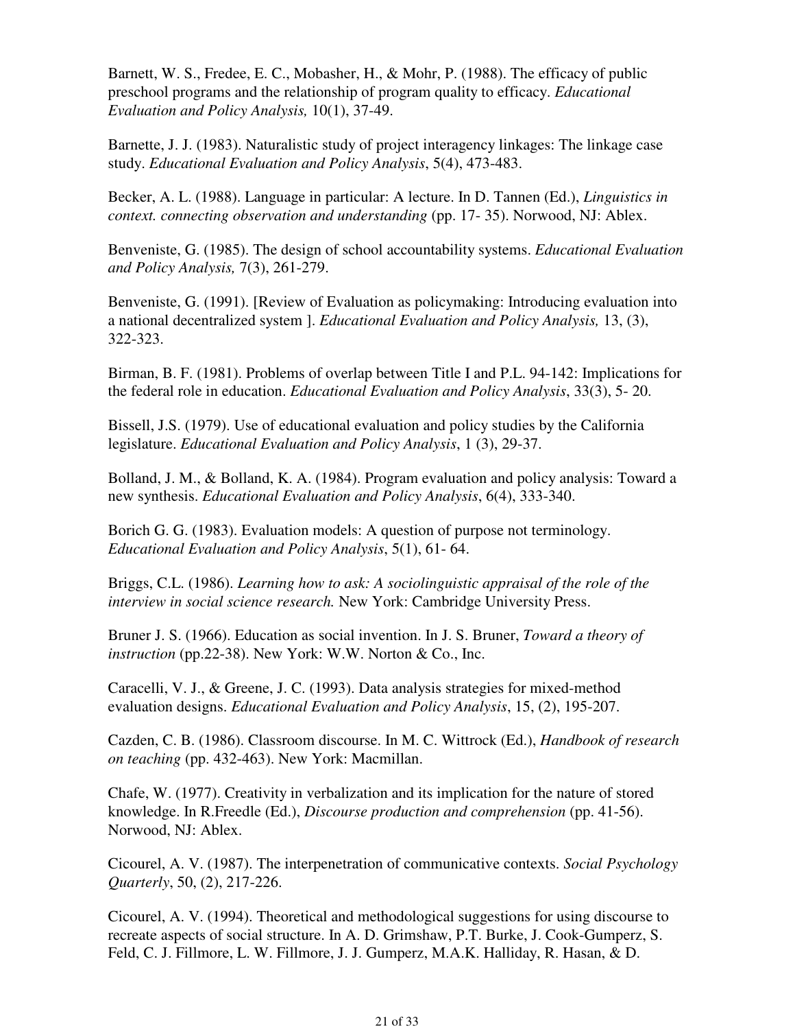Barnett, W. S., Fredee, E. C., Mobasher, H., & Mohr, P. (1988). The efficacy of public preschool programs and the relationship of program quality to efficacy. *Educational Evaluation and Policy Analysis,* 10(1), 37-49.

Barnette, J. J. (1983). Naturalistic study of project interagency linkages: The linkage case study. *Educational Evaluation and Policy Analysis*, 5(4), 473-483.

Becker, A. L. (1988). Language in particular: A lecture. In D. Tannen (Ed.), *Linguistics in context. connecting observation and understanding* (pp. 17- 35). Norwood, NJ: Ablex.

Benveniste, G. (1985). The design of school accountability systems. *Educational Evaluation and Policy Analysis,* 7(3), 261-279.

Benveniste, G. (1991). [Review of Evaluation as policymaking: Introducing evaluation into a national decentralized system ]. *Educational Evaluation and Policy Analysis,* 13, (3), 322-323.

Birman, B. F. (1981). Problems of overlap between Title I and P.L. 94-142: Implications for the federal role in education. *Educational Evaluation and Policy Analysis*, 33(3), 5- 20.

Bissell, J.S. (1979). Use of educational evaluation and policy studies by the California legislature. *Educational Evaluation and Policy Analysis*, 1 (3), 29-37.

Bolland, J. M., & Bolland, K. A. (1984). Program evaluation and policy analysis: Toward a new synthesis. *Educational Evaluation and Policy Analysis*, 6(4), 333-340.

Borich G. G. (1983). Evaluation models: A question of purpose not terminology. *Educational Evaluation and Policy Analysis*, 5(1), 61- 64.

Briggs, C.L. (1986). *Learning how to ask: A sociolinguistic appraisal of the role of the interview in social science research.* New York: Cambridge University Press.

Bruner J. S. (1966). Education as social invention. In J. S. Bruner, *Toward a theory of instruction* (pp.22-38). New York: W.W. Norton & Co., Inc.

Caracelli, V. J., & Greene, J. C. (1993). Data analysis strategies for mixed-method evaluation designs. *Educational Evaluation and Policy Analysis*, 15, (2), 195-207.

Cazden, C. B. (1986). Classroom discourse. In M. C. Wittrock (Ed.), *Handbook of research on teaching* (pp. 432-463). New York: Macmillan.

Chafe, W. (1977). Creativity in verbalization and its implication for the nature of stored knowledge. In R.Freedle (Ed.), *Discourse production and comprehension* (pp. 41-56). Norwood, NJ: Ablex.

Cicourel, A. V. (1987). The interpenetration of communicative contexts. *Social Psychology Quarterly*, 50, (2), 217-226.

Cicourel, A. V. (1994). Theoretical and methodological suggestions for using discourse to recreate aspects of social structure. In A. D. Grimshaw, P.T. Burke, J. Cook-Gumperz, S. Feld, C. J. Fillmore, L. W. Fillmore, J. J. Gumperz, M.A.K. Halliday, R. Hasan, & D.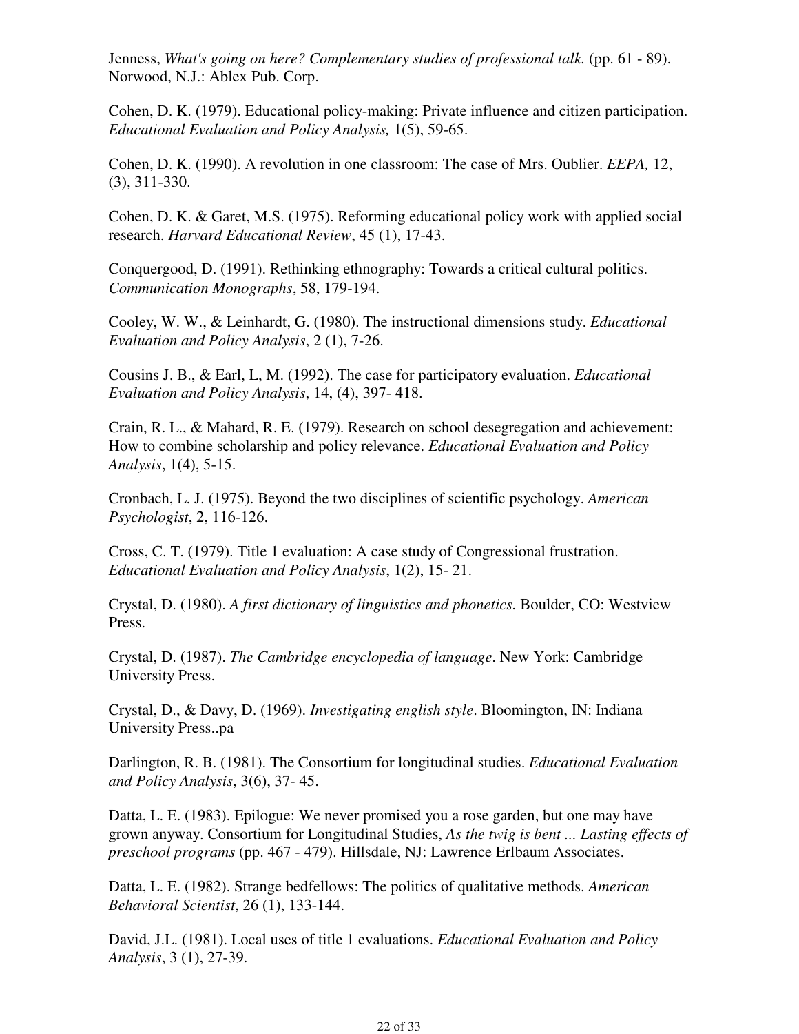Jenness, *What's going on here? Complementary studies of professional talk.* (pp. 61 - 89). Norwood, N.J.: Ablex Pub. Corp.

Cohen, D. K. (1979). Educational policy-making: Private influence and citizen participation. *Educational Evaluation and Policy Analysis,* 1(5), 59-65.

Cohen, D. K. (1990). A revolution in one classroom: The case of Mrs. Oublier. *EEPA,* 12, (3), 311-330.

Cohen, D. K. & Garet, M.S. (1975). Reforming educational policy work with applied social research. *Harvard Educational Review*, 45 (1), 17-43.

Conquergood, D. (1991). Rethinking ethnography: Towards a critical cultural politics. *Communication Monographs*, 58, 179-194.

Cooley, W. W., & Leinhardt, G. (1980). The instructional dimensions study. *Educational Evaluation and Policy Analysis*, 2 (1), 7-26.

Cousins J. B., & Earl, L, M. (1992). The case for participatory evaluation. *Educational Evaluation and Policy Analysis*, 14, (4), 397- 418.

Crain, R. L., & Mahard, R. E. (1979). Research on school desegregation and achievement: How to combine scholarship and policy relevance. *Educational Evaluation and Policy Analysis*, 1(4), 5-15.

Cronbach, L. J. (1975). Beyond the two disciplines of scientific psychology. *American Psychologist*, 2, 116-126.

Cross, C. T. (1979). Title 1 evaluation: A case study of Congressional frustration. *Educational Evaluation and Policy Analysis*, 1(2), 15- 21.

Crystal, D. (1980). *A first dictionary of linguistics and phonetics.* Boulder, CO: Westview Press.

Crystal, D. (1987). *The Cambridge encyclopedia of language*. New York: Cambridge University Press.

Crystal, D., & Davy, D. (1969). *Investigating english style*. Bloomington, IN: Indiana University Press..pa

Darlington, R. B. (1981). The Consortium for longitudinal studies. *Educational Evaluation and Policy Analysis*, 3(6), 37- 45.

Datta, L. E. (1983). Epilogue: We never promised you a rose garden, but one may have grown anyway. Consortium for Longitudinal Studies, *As the twig is bent ... Lasting effects of preschool programs* (pp. 467 - 479). Hillsdale, NJ: Lawrence Erlbaum Associates.

Datta, L. E. (1982). Strange bedfellows: The politics of qualitative methods. *American Behavioral Scientist*, 26 (1), 133-144.

David, J.L. (1981). Local uses of title 1 evaluations. *Educational Evaluation and Policy Analysis*, 3 (1), 27-39.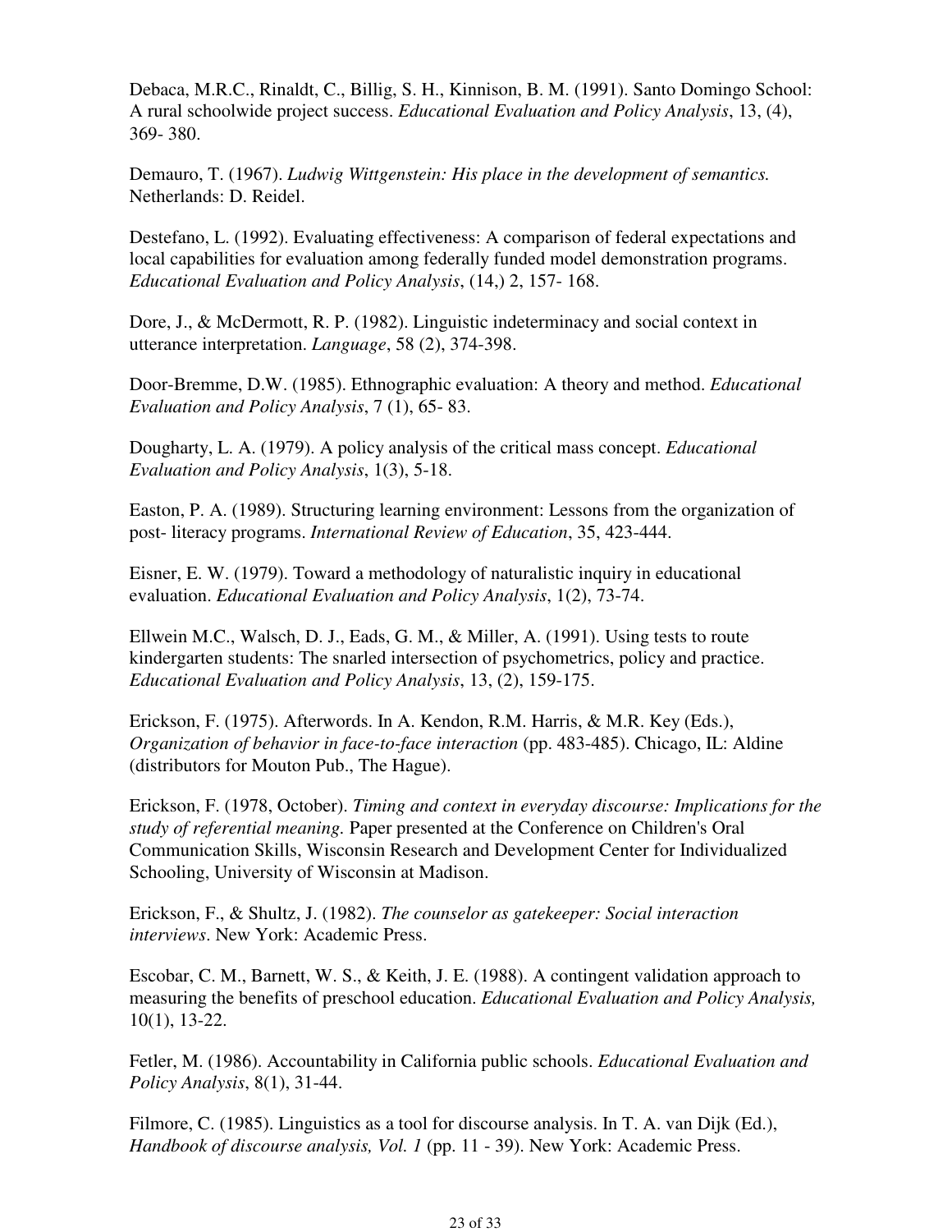Debaca, M.R.C., Rinaldt, C., Billig, S. H., Kinnison, B. M. (1991). Santo Domingo School: A rural schoolwide project success. *Educational Evaluation and Policy Analysis*, 13, (4), 369- 380.

Demauro, T. (1967). *Ludwig Wittgenstein: His place in the development of semantics.* Netherlands: D. Reidel.

Destefano, L. (1992). Evaluating effectiveness: A comparison of federal expectations and local capabilities for evaluation among federally funded model demonstration programs. *Educational Evaluation and Policy Analysis*, (14,) 2, 157- 168.

Dore, J., & McDermott, R. P. (1982). Linguistic indeterminacy and social context in utterance interpretation. *Language*, 58 (2), 374-398.

Door-Bremme, D.W. (1985). Ethnographic evaluation: A theory and method. *Educational Evaluation and Policy Analysis*, 7 (1), 65- 83.

Dougharty, L. A. (1979). A policy analysis of the critical mass concept. *Educational Evaluation and Policy Analysis*, 1(3), 5-18.

Easton, P. A. (1989). Structuring learning environment: Lessons from the organization of post- literacy programs. *International Review of Education*, 35, 423-444.

Eisner, E. W. (1979). Toward a methodology of naturalistic inquiry in educational evaluation. *Educational Evaluation and Policy Analysis*, 1(2), 73-74.

Ellwein M.C., Walsch, D. J., Eads, G. M., & Miller, A. (1991). Using tests to route kindergarten students: The snarled intersection of psychometrics, policy and practice. *Educational Evaluation and Policy Analysis*, 13, (2), 159-175.

Erickson, F. (1975). Afterwords. In A. Kendon, R.M. Harris, & M.R. Key (Eds.), *Organization of behavior in face-to-face interaction* (pp. 483-485). Chicago, IL: Aldine (distributors for Mouton Pub., The Hague).

Erickson, F. (1978, October). *Timing and context in everyday discourse: Implications for the study of referential meaning.* Paper presented at the Conference on Children's Oral Communication Skills, Wisconsin Research and Development Center for Individualized Schooling, University of Wisconsin at Madison.

Erickson, F., & Shultz, J. (1982). *The counselor as gatekeeper: Social interaction interviews*. New York: Academic Press.

Escobar, C. M., Barnett, W. S., & Keith, J. E. (1988). A contingent validation approach to measuring the benefits of preschool education. *Educational Evaluation and Policy Analysis,* 10(1), 13-22.

Fetler, M. (1986). Accountability in California public schools. *Educational Evaluation and Policy Analysis*, 8(1), 31-44.

Filmore, C. (1985). Linguistics as a tool for discourse analysis. In T. A. van Dijk (Ed.), *Handbook of discourse analysis, Vol. 1* (pp. 11 - 39). New York: Academic Press.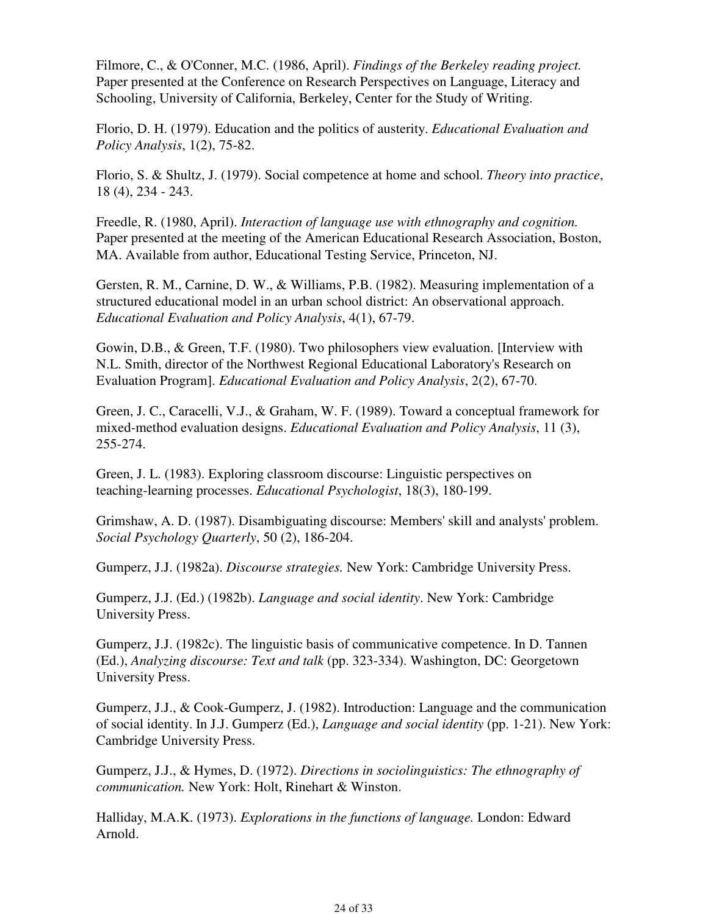Filmore, C., & O'Conner, M.C. (1986, April). *Findings of the Berkeley reading project.* Paper presented at the Conference on Research Perspectives on Language, Literacy and Schooling, University of California, Berkeley, Center for the Study of Writing.

Florio, D. H. (1979). Education and the politics of austerity. *Educational Evaluation and Policy Analysis*, 1(2), 75-82.

Florio, S. & Shultz, J. (1979). Social competence at home and school. *Theory into practice*, 18 (4), 234 - 243.

Freedle, R. (1980, April). *Interaction of language use with ethnography and cognition.* Paper presented at the meeting of the American Educational Research Association, Boston, MA. Available from author, Educational Testing Service, Princeton, NJ.

Gersten, R. M., Carnine, D. W., & Williams, P.B. (1982). Measuring implementation of a structured educational model in an urban school district: An observational approach. *Educational Evaluation and Policy Analysis*, 4(1), 67-79.

Gowin, D.B., & Green, T.F. (1980). Two philosophers view evaluation. [Interview with N.L. Smith, director of the Northwest Regional Educational Laboratory's Research on Evaluation Program]. *Educational Evaluation and Policy Analysis*, 2(2), 67-70.

Green, J. C., Caracelli, V.J., & Graham, W. F. (1989). Toward a conceptual framework for mixed-method evaluation designs. *Educational Evaluation and Policy Analysis*, 11 (3), 255-274.

Green, J. L. (1983). Exploring classroom discourse: Linguistic perspectives on teaching-learning processes. *Educational Psychologist*, 18(3), 180-199.

Grimshaw, A. D. (1987). Disambiguating discourse: Members' skill and analysts' problem. *Social Psychology Quarterly*, 50 (2), 186-204.

Gumperz, J.J. (1982a). *Discourse strategies.* New York: Cambridge University Press.

Gumperz, J.J. (Ed.) (1982b). *Language and social identity*. New York: Cambridge University Press.

Gumperz, J.J. (1982c). The linguistic basis of communicative competence. In D. Tannen (Ed.), *Analyzing discourse: Text and talk* (pp. 323-334). Washington, DC: Georgetown University Press.

Gumperz, J.J., & Cook-Gumperz, J. (1982). Introduction: Language and the communication of social identity. In J.J. Gumperz (Ed.), *Language and social identity* (pp. 1-21). New York: Cambridge University Press.

Gumperz, J.J., & Hymes, D. (1972). *Directions in sociolinguistics: The ethnography of communication.* New York: Holt, Rinehart & Winston.

Halliday, M.A.K. (1973). *Explorations in the functions of language.* London: Edward Arnold.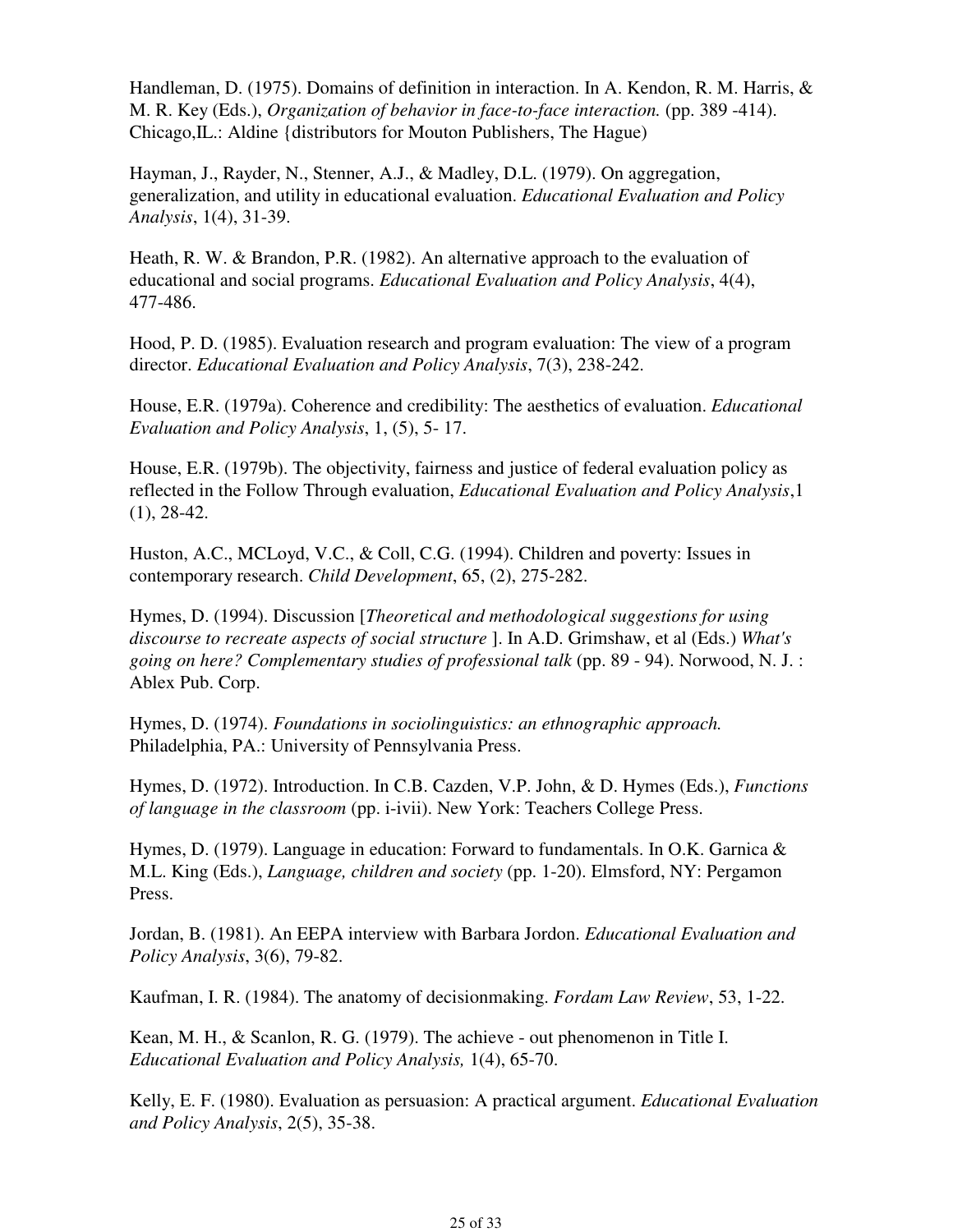Handleman, D. (1975). Domains of definition in interaction. In A. Kendon, R. M. Harris, & M. R. Key (Eds.), *Organization of behavior in face-to-face interaction.* (pp. 389 -414). Chicago,IL.: Aldine {distributors for Mouton Publishers, The Hague)

Hayman, J., Rayder, N., Stenner, A.J., & Madley, D.L. (1979). On aggregation, generalization, and utility in educational evaluation. *Educational Evaluation and Policy Analysis*, 1(4), 31-39.

Heath, R. W. & Brandon, P.R. (1982). An alternative approach to the evaluation of educational and social programs. *Educational Evaluation and Policy Analysis*, 4(4), 477-486.

Hood, P. D. (1985). Evaluation research and program evaluation: The view of a program director. *Educational Evaluation and Policy Analysis*, 7(3), 238-242.

House, E.R. (1979a). Coherence and credibility: The aesthetics of evaluation. *Educational Evaluation and Policy Analysis*, 1, (5), 5- 17.

House, E.R. (1979b). The objectivity, fairness and justice of federal evaluation policy as reflected in the Follow Through evaluation, *Educational Evaluation and Policy Analysis*,1 (1), 28-42.

Huston, A.C., MCLoyd, V.C., & Coll, C.G. (1994). Children and poverty: Issues in contemporary research. *Child Development*, 65, (2), 275-282.

Hymes, D. (1994). Discussion [*Theoretical and methodological suggestions for using discourse to recreate aspects of social structure* ]. In A.D. Grimshaw, et al (Eds.) *What's going on here? Complementary studies of professional talk* (pp. 89 - 94). Norwood, N. J. : Ablex Pub. Corp.

Hymes, D. (1974). *Foundations in sociolinguistics: an ethnographic approach.* Philadelphia, PA.: University of Pennsylvania Press.

Hymes, D. (1972). Introduction. In C.B. Cazden, V.P. John, & D. Hymes (Eds.), *Functions of language in the classroom* (pp. i-ivii). New York: Teachers College Press.

Hymes, D. (1979). Language in education: Forward to fundamentals. In O.K. Garnica & M.L. King (Eds.), *Language, children and society* (pp. 1-20). Elmsford, NY: Pergamon Press.

Jordan, B. (1981). An EEPA interview with Barbara Jordon. *Educational Evaluation and Policy Analysis*, 3(6), 79-82.

Kaufman, I. R. (1984). The anatomy of decisionmaking. *Fordam Law Review*, 53, 1-22.

Kean, M. H., & Scanlon, R. G. (1979). The achieve - out phenomenon in Title I. *Educational Evaluation and Policy Analysis,* 1(4), 65-70.

Kelly, E. F. (1980). Evaluation as persuasion: A practical argument. *Educational Evaluation and Policy Analysis*, 2(5), 35-38.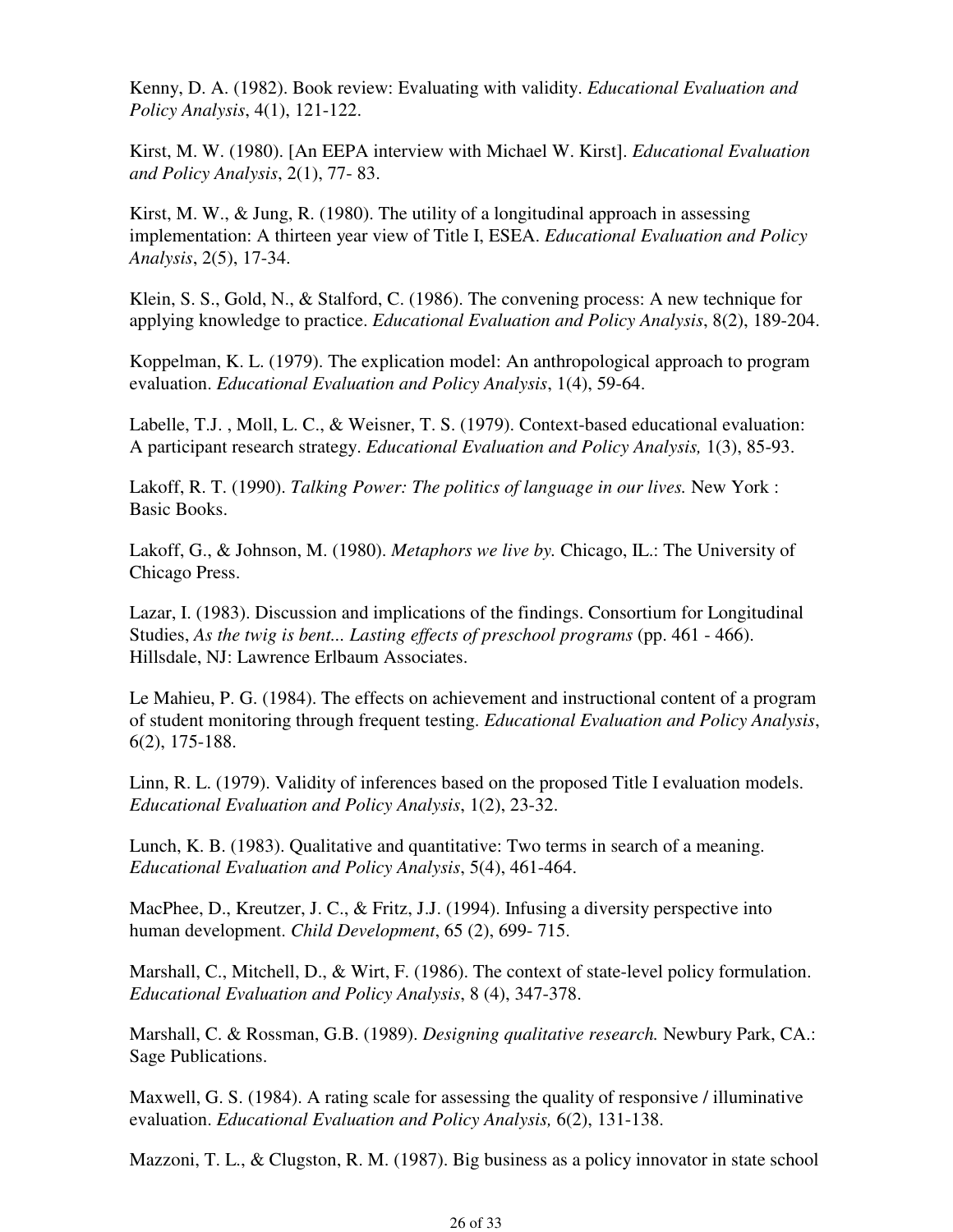Kenny, D. A. (1982). Book review: Evaluating with validity. *Educational Evaluation and Policy Analysis*, 4(1), 121-122.

Kirst, M. W. (1980). [An EEPA interview with Michael W. Kirst]. *Educational Evaluation and Policy Analysis*, 2(1), 77- 83.

Kirst, M. W., & Jung, R. (1980). The utility of a longitudinal approach in assessing implementation: A thirteen year view of Title I, ESEA. *Educational Evaluation and Policy Analysis*, 2(5), 17-34.

Klein, S. S., Gold, N., & Stalford, C. (1986). The convening process: A new technique for applying knowledge to practice. *Educational Evaluation and Policy Analysis*, 8(2), 189-204.

Koppelman, K. L. (1979). The explication model: An anthropological approach to program evaluation. *Educational Evaluation and Policy Analysis*, 1(4), 59-64.

Labelle, T.J. , Moll, L. C., & Weisner, T. S. (1979). Context-based educational evaluation: A participant research strategy. *Educational Evaluation and Policy Analysis,* 1(3), 85-93.

Lakoff, R. T. (1990). *Talking Power: The politics of language in our lives.* New York : Basic Books.

Lakoff, G., & Johnson, M. (1980). *Metaphors we live by.* Chicago, IL.: The University of Chicago Press.

Lazar, I. (1983). Discussion and implications of the findings. Consortium for Longitudinal Studies, *As the twig is bent... Lasting effects of preschool programs* (pp. 461 - 466). Hillsdale, NJ: Lawrence Erlbaum Associates.

Le Mahieu, P. G. (1984). The effects on achievement and instructional content of a program of student monitoring through frequent testing. *Educational Evaluation and Policy Analysis*, 6(2), 175-188.

Linn, R. L. (1979). Validity of inferences based on the proposed Title I evaluation models. *Educational Evaluation and Policy Analysis*, 1(2), 23-32.

Lunch, K. B. (1983). Qualitative and quantitative: Two terms in search of a meaning. *Educational Evaluation and Policy Analysis*, 5(4), 461-464.

MacPhee, D., Kreutzer, J. C., & Fritz, J.J. (1994). Infusing a diversity perspective into human development. *Child Development*, 65 (2), 699- 715.

Marshall, C., Mitchell, D., & Wirt, F. (1986). The context of state-level policy formulation. *Educational Evaluation and Policy Analysis*, 8 (4), 347-378.

Marshall, C. & Rossman, G.B. (1989). *Designing qualitative research.* Newbury Park, CA.: Sage Publications.

Maxwell, G. S. (1984). A rating scale for assessing the quality of responsive / illuminative evaluation. *Educational Evaluation and Policy Analysis,* 6(2), 131-138.

Mazzoni, T. L., & Clugston, R. M. (1987). Big business as a policy innovator in state school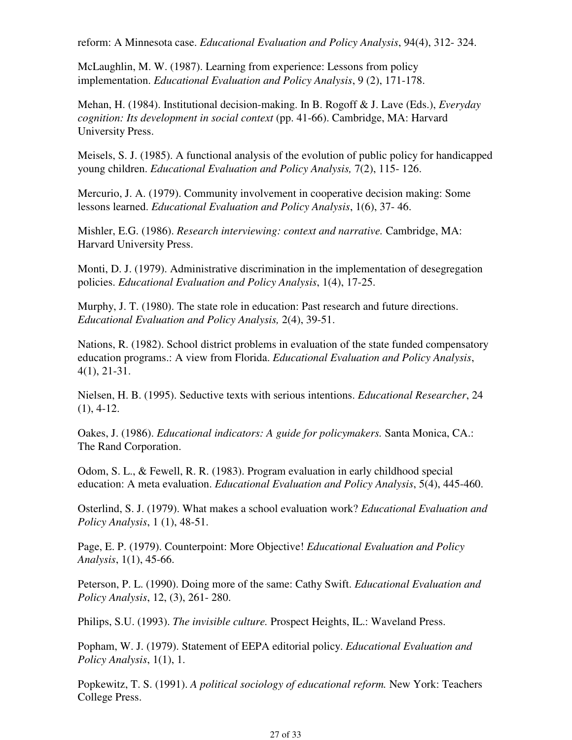reform: A Minnesota case. *Educational Evaluation and Policy Analysis*, 94(4), 312- 324.

McLaughlin, M. W. (1987). Learning from experience: Lessons from policy implementation. *Educational Evaluation and Policy Analysis*, 9 (2), 171-178.

Mehan, H. (1984). Institutional decision-making. In B. Rogoff & J. Lave (Eds.), *Everyday cognition: Its development in social context* (pp. 41-66). Cambridge, MA: Harvard University Press.

Meisels, S. J. (1985). A functional analysis of the evolution of public policy for handicapped young children. *Educational Evaluation and Policy Analysis,* 7(2), 115- 126.

Mercurio, J. A. (1979). Community involvement in cooperative decision making: Some lessons learned. *Educational Evaluation and Policy Analysis*, 1(6), 37- 46.

Mishler, E.G. (1986). *Research interviewing: context and narrative.* Cambridge, MA: Harvard University Press.

Monti, D. J. (1979). Administrative discrimination in the implementation of desegregation policies. *Educational Evaluation and Policy Analysis*, 1(4), 17-25.

Murphy, J. T. (1980). The state role in education: Past research and future directions. *Educational Evaluation and Policy Analysis,* 2(4), 39-51.

Nations, R. (1982). School district problems in evaluation of the state funded compensatory education programs.: A view from Florida. *Educational Evaluation and Policy Analysis*, 4(1), 21-31.

Nielsen, H. B. (1995). Seductive texts with serious intentions. *Educational Researcher*, 24 (1), 4-12.

Oakes, J. (1986). *Educational indicators: A guide for policymakers.* Santa Monica, CA.: The Rand Corporation.

Odom, S. L., & Fewell, R. R. (1983). Program evaluation in early childhood special education: A meta evaluation. *Educational Evaluation and Policy Analysis*, 5(4), 445-460.

Osterlind, S. J. (1979). What makes a school evaluation work? *Educational Evaluation and Policy Analysis*, 1 (1), 48-51.

Page, E. P. (1979). Counterpoint: More Objective! *Educational Evaluation and Policy Analysis*, 1(1), 45-66.

Peterson, P. L. (1990). Doing more of the same: Cathy Swift. *Educational Evaluation and Policy Analysis*, 12, (3), 261- 280.

Philips, S.U. (1993). *The invisible culture.* Prospect Heights, IL.: Waveland Press.

Popham, W. J. (1979). Statement of EEPA editorial policy. *Educational Evaluation and Policy Analysis*, 1(1), 1.

Popkewitz, T. S. (1991). *A political sociology of educational reform.* New York: Teachers College Press.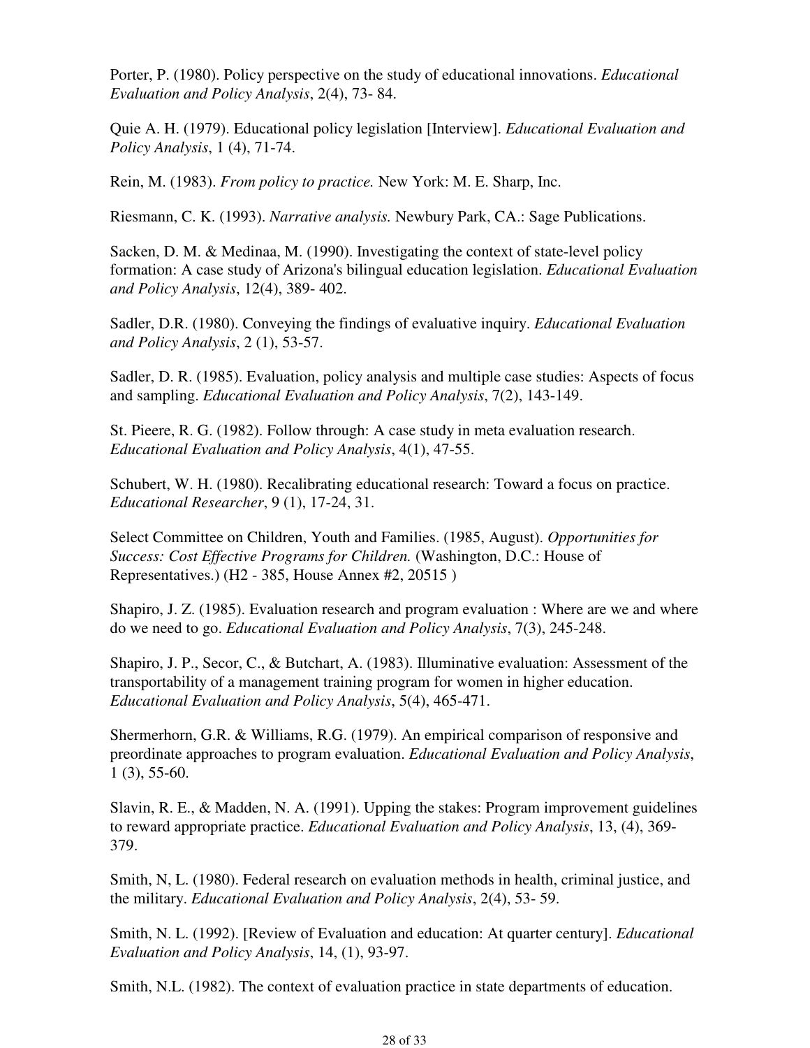Porter, P. (1980). Policy perspective on the study of educational innovations. *Educational Evaluation and Policy Analysis*, 2(4), 73- 84.

Quie A. H. (1979). Educational policy legislation [Interview]. *Educational Evaluation and Policy Analysis*, 1 (4), 71-74.

Rein, M. (1983). *From policy to practice.* New York: M. E. Sharp, Inc.

Riesmann, C. K. (1993). *Narrative analysis.* Newbury Park, CA.: Sage Publications.

Sacken, D. M. & Medinaa, M. (1990). Investigating the context of state-level policy formation: A case study of Arizona's bilingual education legislation. *Educational Evaluation and Policy Analysis*, 12(4), 389- 402.

Sadler, D.R. (1980). Conveying the findings of evaluative inquiry. *Educational Evaluation and Policy Analysis*, 2 (1), 53-57.

Sadler, D. R. (1985). Evaluation, policy analysis and multiple case studies: Aspects of focus and sampling. *Educational Evaluation and Policy Analysis*, 7(2), 143-149.

St. Pieere, R. G. (1982). Follow through: A case study in meta evaluation research. *Educational Evaluation and Policy Analysis*, 4(1), 47-55.

Schubert, W. H. (1980). Recalibrating educational research: Toward a focus on practice. *Educational Researcher*, 9 (1), 17-24, 31.

Select Committee on Children, Youth and Families. (1985, August). *Opportunities for Success: Cost Effective Programs for Children.* (Washington, D.C.: House of Representatives.) (H2 - 385, House Annex #2, 20515 )

Shapiro, J. Z. (1985). Evaluation research and program evaluation : Where are we and where do we need to go. *Educational Evaluation and Policy Analysis*, 7(3), 245-248.

Shapiro, J. P., Secor, C., & Butchart, A. (1983). Illuminative evaluation: Assessment of the transportability of a management training program for women in higher education. *Educational Evaluation and Policy Analysis*, 5(4), 465-471.

Shermerhorn, G.R. & Williams, R.G. (1979). An empirical comparison of responsive and preordinate approaches to program evaluation. *Educational Evaluation and Policy Analysis*, 1 (3), 55-60.

Slavin, R. E., & Madden, N. A. (1991). Upping the stakes: Program improvement guidelines to reward appropriate practice. *Educational Evaluation and Policy Analysis*, 13, (4), 369-379.

Smith, N, L. (1980). Federal research on evaluation methods in health, criminal justice, and the military. *Educational Evaluation and Policy Analysis*, 2(4), 53- 59.

Smith, N. L. (1992). [Review of Evaluation and education: At quarter century]. *Educational Evaluation and Policy Analysis*, 14, (1), 93-97.

Smith, N.L. (1982). The context of evaluation practice in state departments of education.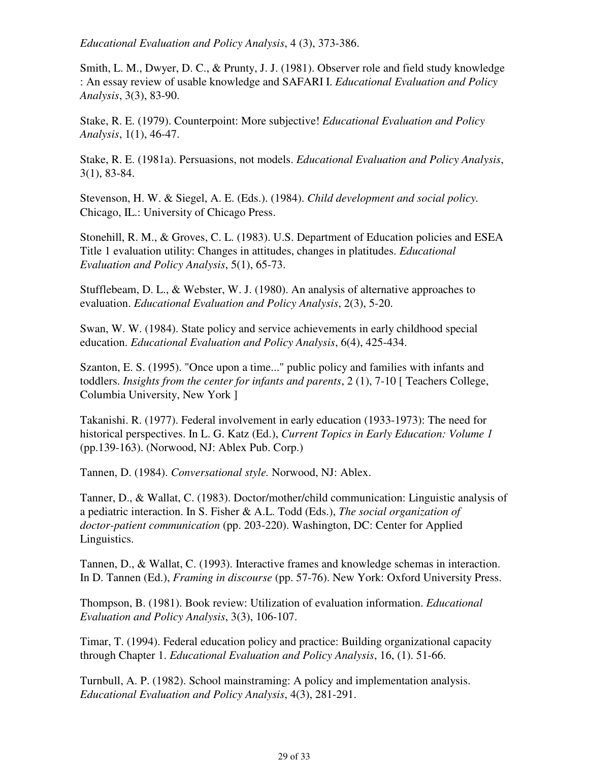*Educational Evaluation and Policy Analysis*, 4 (3), 373-386.

Smith, L. M., Dwyer, D. C., & Prunty, J. J. (1981). Observer role and field study knowledge : An essay review of usable knowledge and SAFARI I. *Educational Evaluation and Policy Analysis*, 3(3), 83-90.

Stake, R. E. (1979). Counterpoint: More subjective! *Educational Evaluation and Policy Analysis*, 1(1), 46-47.

Stake, R. E. (1981a). Persuasions, not models. *Educational Evaluation and Policy Analysis*, 3(1), 83-84.

Stevenson, H. W. & Siegel, A. E. (Eds.). (1984). *Child development and social policy.* Chicago, IL.: University of Chicago Press.

Stonehill, R. M., & Groves, C. L. (1983). U.S. Department of Education policies and ESEA Title 1 evaluation utility: Changes in attitudes, changes in platitudes. *Educational Evaluation and Policy Analysis*, 5(1), 65-73.

Stufflebeam, D. L., & Webster, W. J. (1980). An analysis of alternative approaches to evaluation. *Educational Evaluation and Policy Analysis*, 2(3), 5-20.

Swan, W. W. (1984). State policy and service achievements in early childhood special education. *Educational Evaluation and Policy Analysis*, 6(4), 425-434.

Szanton, E. S. (1995). "Once upon a time..." public policy and families with infants and toddlers. *Insights from the center for infants and parents*, 2 (1), 7-10 [ Teachers College, Columbia University, New York ]

Takanishi. R. (1977). Federal involvement in early education (1933-1973): The need for historical perspectives. In L. G. Katz (Ed.), *Current Topics in Early Education: Volume 1* (pp.139-163). (Norwood, NJ: Ablex Pub. Corp.)

Tannen, D. (1984). *Conversational style.* Norwood, NJ: Ablex.

Tanner, D., & Wallat, C. (1983). Doctor/mother/child communication: Linguistic analysis of a pediatric interaction. In S. Fisher & A.L. Todd (Eds.), *The social organization of doctor-patient communication* (pp. 203-220). Washington, DC: Center for Applied Linguistics.

Tannen, D., & Wallat, C. (1993). Interactive frames and knowledge schemas in interaction. In D. Tannen (Ed.), *Framing in discourse* (pp. 57-76). New York: Oxford University Press.

Thompson, B. (1981). Book review: Utilization of evaluation information. *Educational Evaluation and Policy Analysis*, 3(3), 106-107.

Timar, T. (1994). Federal education policy and practice: Building organizational capacity through Chapter 1. *Educational Evaluation and Policy Analysis*, 16, (1). 51-66.

Turnbull, A. P. (1982). School mainstraming: A policy and implementation analysis. *Educational Evaluation and Policy Analysis*, 4(3), 281-291.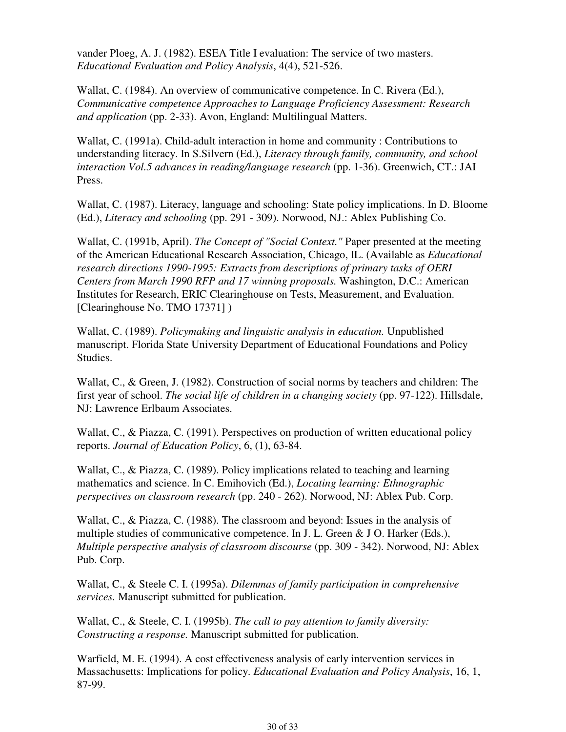vander Ploeg, A. J. (1982). ESEA Title I evaluation: The service of two masters. *Educational Evaluation and Policy Analysis*, 4(4), 521-526.

Wallat, C. (1984). An overview of communicative competence. In C. Rivera (Ed.), *Communicative competence Approaches to Language Proficiency Assessment: Research and application* (pp. 2-33). Avon, England: Multilingual Matters.

Wallat, C. (1991a). Child-adult interaction in home and community : Contributions to understanding literacy. In S.Silvern (Ed.), *Literacy through family, community, and school interaction Vol.5 advances in reading/language research* (pp. 1-36). Greenwich, CT.: JAI Press.

Wallat, C. (1987). Literacy, language and schooling: State policy implications. In D. Bloome (Ed.), *Literacy and schooling* (pp. 291 - 309). Norwood, NJ.: Ablex Publishing Co.

Wallat, C. (1991b, April). *The Concept of "Social Context."* Paper presented at the meeting of the American Educational Research Association, Chicago, IL. (Available as *Educational research directions 1990-1995: Extracts from descriptions of primary tasks of OERI Centers from March 1990 RFP and 17 winning proposals.* Washington, D.C.: American Institutes for Research, ERIC Clearinghouse on Tests, Measurement, and Evaluation. [Clearinghouse No. TMO 17371] )

Wallat, C. (1989). *Policymaking and linguistic analysis in education.* Unpublished manuscript. Florida State University Department of Educational Foundations and Policy Studies.

Wallat, C., & Green, J. (1982). Construction of social norms by teachers and children: The first year of school. *The social life of children in a changing society* (pp. 97-122). Hillsdale, NJ: Lawrence Erlbaum Associates.

Wallat, C., & Piazza, C. (1991). Perspectives on production of written educational policy reports. *Journal of Education Policy*, 6, (1), 63-84.

Wallat, C., & Piazza, C. (1989). Policy implications related to teaching and learning mathematics and science. In C. Emihovich (Ed.), *Locating learning: Ethnographic perspectives on classroom research* (pp. 240 - 262). Norwood, NJ: Ablex Pub. Corp.

Wallat, C., & Piazza, C. (1988). The classroom and beyond: Issues in the analysis of multiple studies of communicative competence. In J. L. Green & J O. Harker (Eds.), *Multiple perspective analysis of classroom discourse* (pp. 309 - 342). Norwood, NJ: Ablex Pub. Corp.

Wallat, C., & Steele C. I. (1995a). *Dilemmas of family participation in comprehensive services.* Manuscript submitted for publication.

Wallat, C., & Steele, C. I. (1995b). *The call to pay attention to family diversity: Constructing a response.* Manuscript submitted for publication.

Warfield, M. E. (1994). A cost effectiveness analysis of early intervention services in Massachusetts: Implications for policy. *Educational Evaluation and Policy Analysis*, 16, 1, 87-99.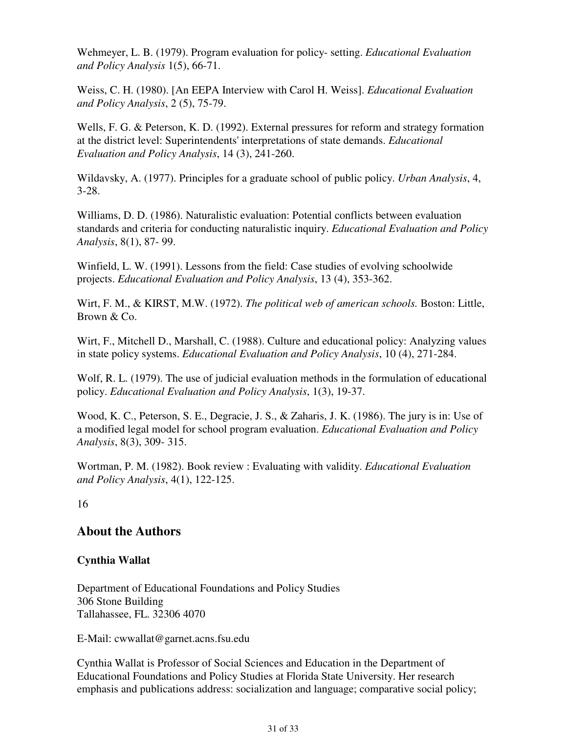Wehmeyer, L. B. (1979). Program evaluation for policy- setting. *Educational Evaluation and Policy Analysis* 1(5), 66-71.

Weiss, C. H. (1980). [An EEPA Interview with Carol H. Weiss]. *Educational Evaluation and Policy Analysis*, 2 (5), 75-79.

Wells, F. G. & Peterson, K. D. (1992). External pressures for reform and strategy formation at the district level: Superintendents' interpretations of state demands. *Educational Evaluation and Policy Analysis*, 14 (3), 241-260.

Wildavsky, A. (1977). Principles for a graduate school of public policy. *Urban Analysis*, 4, 3-28.

Williams, D. D. (1986). Naturalistic evaluation: Potential conflicts between evaluation standards and criteria for conducting naturalistic inquiry. *Educational Evaluation and Policy Analysis*, 8(1), 87- 99.

Winfield, L. W. (1991). Lessons from the field: Case studies of evolving schoolwide projects. *Educational Evaluation and Policy Analysis*, 13 (4), 353-362.

Wirt, F. M., & KIRST, M.W. (1972). *The political web of american schools.* Boston: Little, Brown & Co.

Wirt, F., Mitchell D., Marshall, C. (1988). Culture and educational policy: Analyzing values in state policy systems. *Educational Evaluation and Policy Analysis*, 10 (4), 271-284.

Wolf, R. L. (1979). The use of judicial evaluation methods in the formulation of educational policy. *Educational Evaluation and Policy Analysis*, 1(3), 19-37.

Wood, K. C., Peterson, S. E., Degracie, J. S., & Zaharis, J. K. (1986). The jury is in: Use of a modified legal model for school program evaluation. *Educational Evaluation and Policy Analysis*, 8(3), 309- 315.

Wortman, P. M. (1982). Book review : Evaluating with validity. *Educational Evaluation and Policy Analysis*, 4(1), 122-125.

16

## About the Authors

**Cynthia Wallat**

Department of Educational Foundations and Policy Studies
306 Stone Building
Tallahassee, FL. 32306 4070

E-Mail: cwwallat@garnet.acns.fsu.edu

Cynthia Wallat is Professor of Social Sciences and Education in the Department of Educational Foundations and Policy Studies at Florida State University. Her research emphasis and publications address: socialization and language; comparative social policy;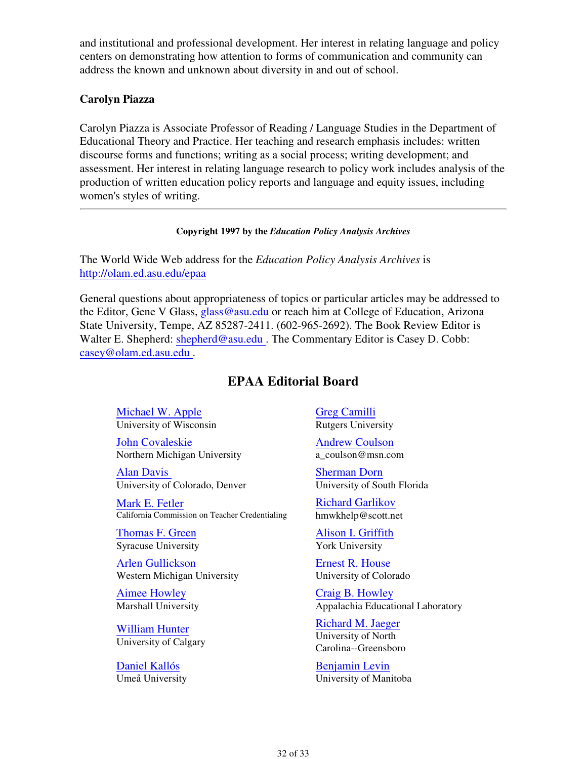and institutional and professional development. Her interest in relating language and policy centers on demonstrating how attention to forms of communication and community can address the known and unknown about diversity in and out of school.

**Carolyn Piazza**

Carolyn Piazza is Associate Professor of Reading / Language Studies in the Department of Educational Theory and Practice. Her teaching and research emphasis includes: written discourse forms and functions; writing as a social process; writing development; and assessment. Her interest in relating language research to policy work includes analysis of the production of written education policy reports and language and equity issues, including women's styles of writing.

---

**Copyright 1997 by the *Education Policy Analysis Archives***

The World Wide Web address for the *Education Policy Analysis Archives* is http://olam.ed.asu.edu/epaa

General questions about appropriateness of topics or particular articles may be addressed to the Editor, Gene V Glass, glass@asu.edu or reach him at College of Education, Arizona State University, Tempe, AZ 85287-2411. (602-965-2692). The Book Review Editor is Walter E. Shepherd: shepherd@asu.edu . The Commentary Editor is Casey D. Cobb: casey@olam.ed.asu.edu .

## EPAA Editorial Board

Michael W. Apple
University of Wisconsin

Greg Camilli
Rutgers University

John Covaleskie
Northern Michigan University

Andrew Coulson
a_coulson@msn.com

Alan Davis
University of Colorado, Denver

Sherman Dorn
University of South Florida

Mark E. Fetler
California Commission on Teacher Credentialing

Richard Garlikov
hmwkhelp@scott.net

Thomas F. Green
Syracuse University

Alison I. Griffith
York University

Arlen Gullickson
Western Michigan University

Ernest R. House
University of Colorado

Aimee Howley
Marshall University

Craig B. Howley
Appalachia Educational Laboratory

William Hunter
University of Calgary

Richard M. Jaeger
University of North Carolina--Greensboro

Daniel Kallós
Umeå University

Benjamin Levin
University of Manitoba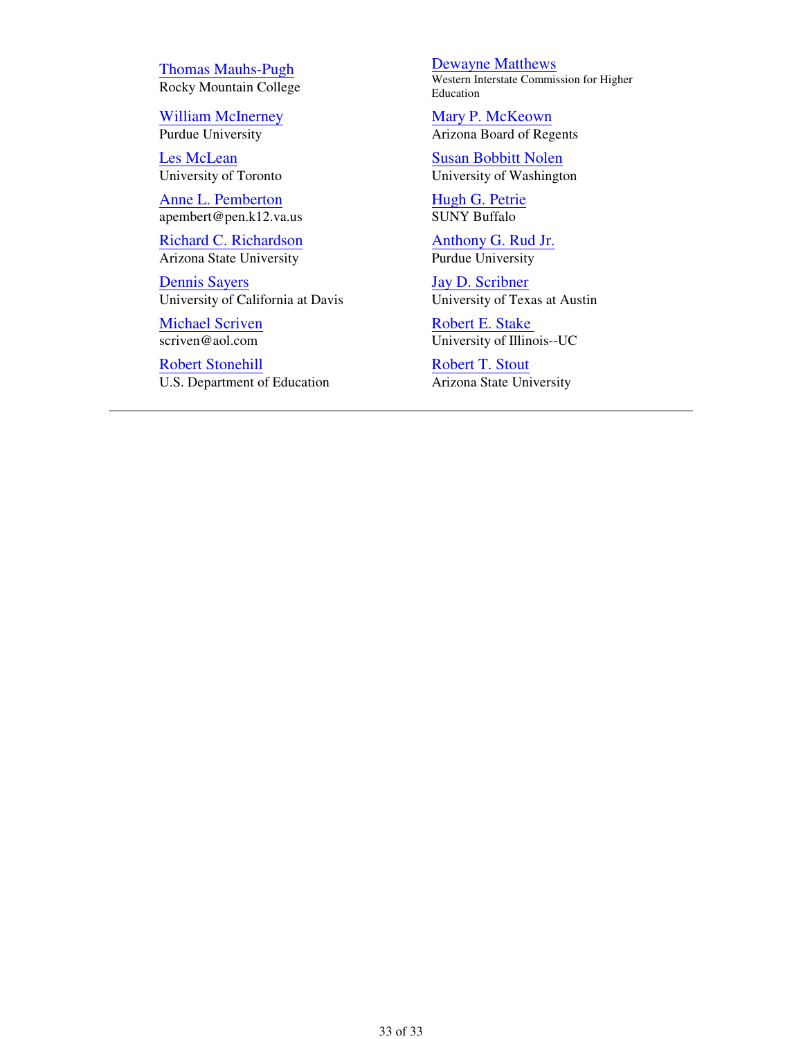Thomas Mauhs-Pugh
Rocky Mountain College

Dewayne Matthews
Western Interstate Commission for Higher Education

William McInerney
Purdue University

Mary P. McKeown
Arizona Board of Regents

Les McLean
University of Toronto

Susan Bobbitt Nolen
University of Washington

Anne L. Pemberton
apembert@pen.k12.va.us

Hugh G. Petrie
SUNY Buffalo

Richard C. Richardson
Arizona State University

Anthony G. Rud Jr.
Purdue University

Dennis Sayers
University of California at Davis

Jay D. Scribner
University of Texas at Austin

Michael Scriven
scriven@aol.com

Robert E. Stake
University of Illinois--UC

Robert Stonehill
U.S. Department of Education

Robert T. Stout
Arizona State University

---